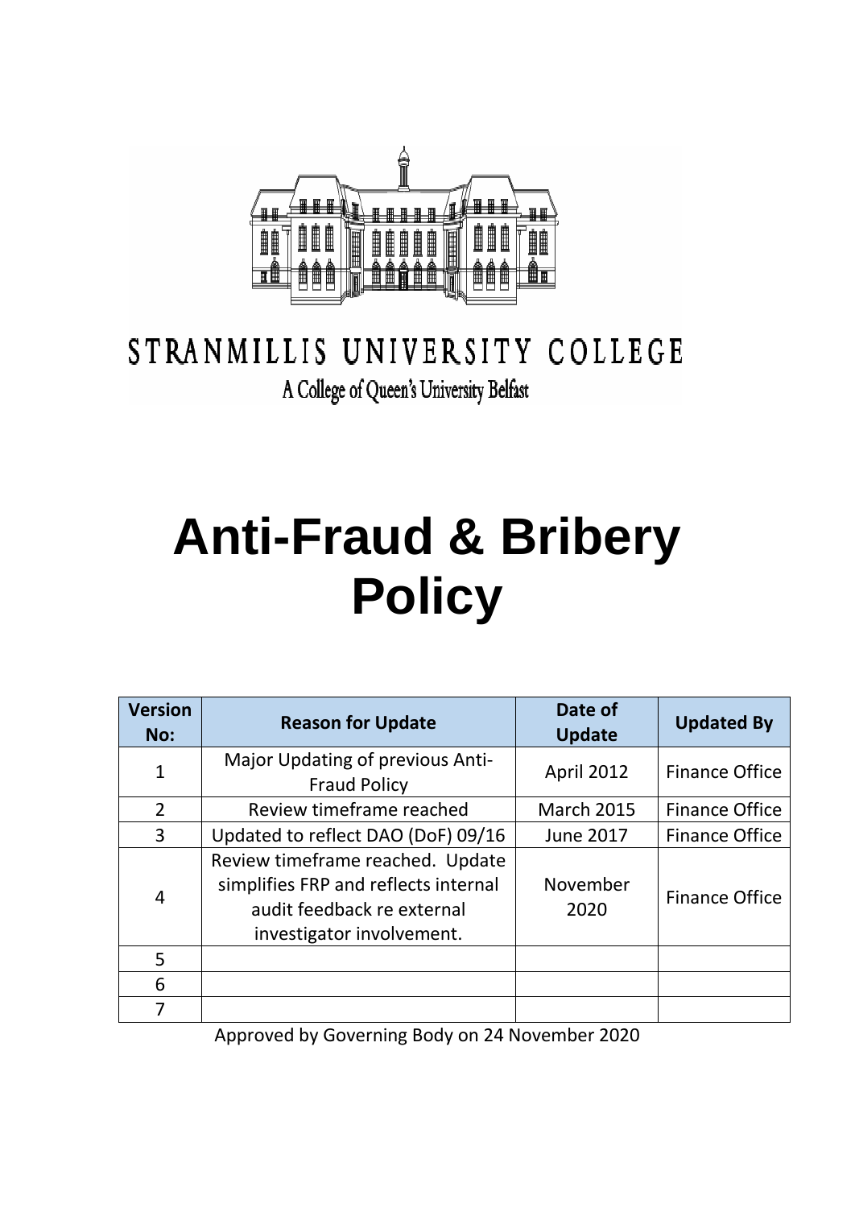STRANMILLIS UNIVERSITY COLLEGE

A College of Queen's University Belfast

# Anti-Fraud & Bribery Policy

| Version No: | Reason for Update | Date of Update | Updated By |
|---|---|---|---|
| 1 | Major Updating of previous Anti-Fraud Policy | April 2012 | Finance Office |
| 2 | Review timeframe reached | March 2015 | Finance Office |
| 3 | Updated to reflect DAO (DoF) 09/16 | June 2017 | Finance Office |
| 4 | Review timeframe reached. Update simplifies FRP and reflects internal audit feedback re external investigator involvement. | November 2020 | Finance Office |
| 5 | | | |
| 6 | | | |
| 7 | | | |

Approved by Governing Body on 24 November 2020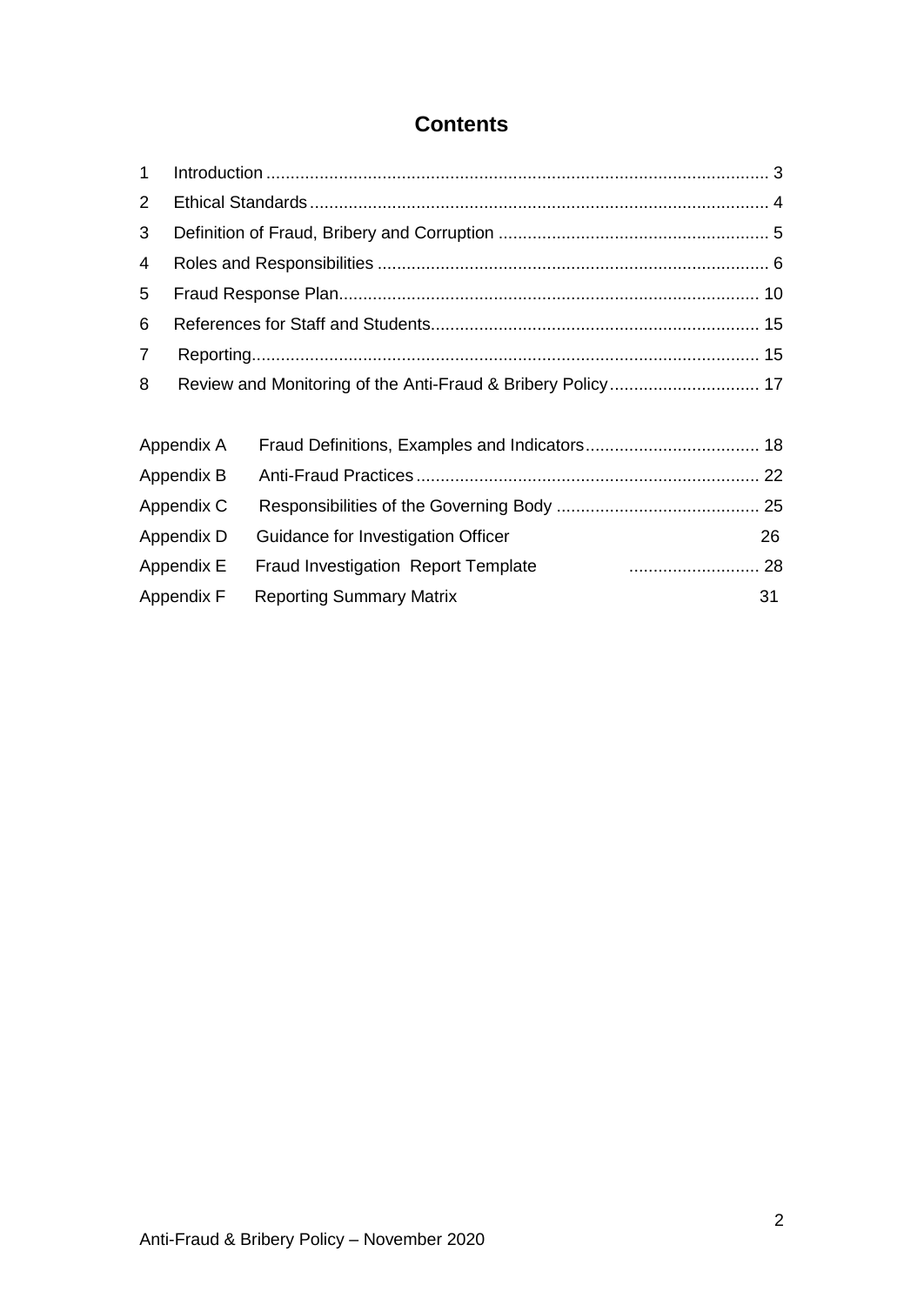# Contents

| | | |
|---|---|---|
| 1 | Introduction | 3 |
| 2 | Ethical Standards | 4 |
| 3 | Definition of Fraud, Bribery and Corruption | 5 |
| 4 | Roles and Responsibilities | 6 |
| 5 | Fraud Response Plan | 10 |
| 6 | References for Staff and Students | 15 |
| 7 | Reporting | 15 |
| 8 | Review and Monitoring of the Anti-Fraud & Bribery Policy | 17 |
| Appendix A | Fraud Definitions, Examples and Indicators | 18 |
| Appendix B | Anti-Fraud Practices | 22 |
| Appendix C | Responsibilities of the Governing Body | 25 |
| Appendix D | Guidance for Investigation Officer | 26 |
| Appendix E | Fraud Investigation Report Template | 28 |
| Appendix F | Reporting Summary Matrix | 31 |

Anti-Fraud & Bribery Policy – November 2020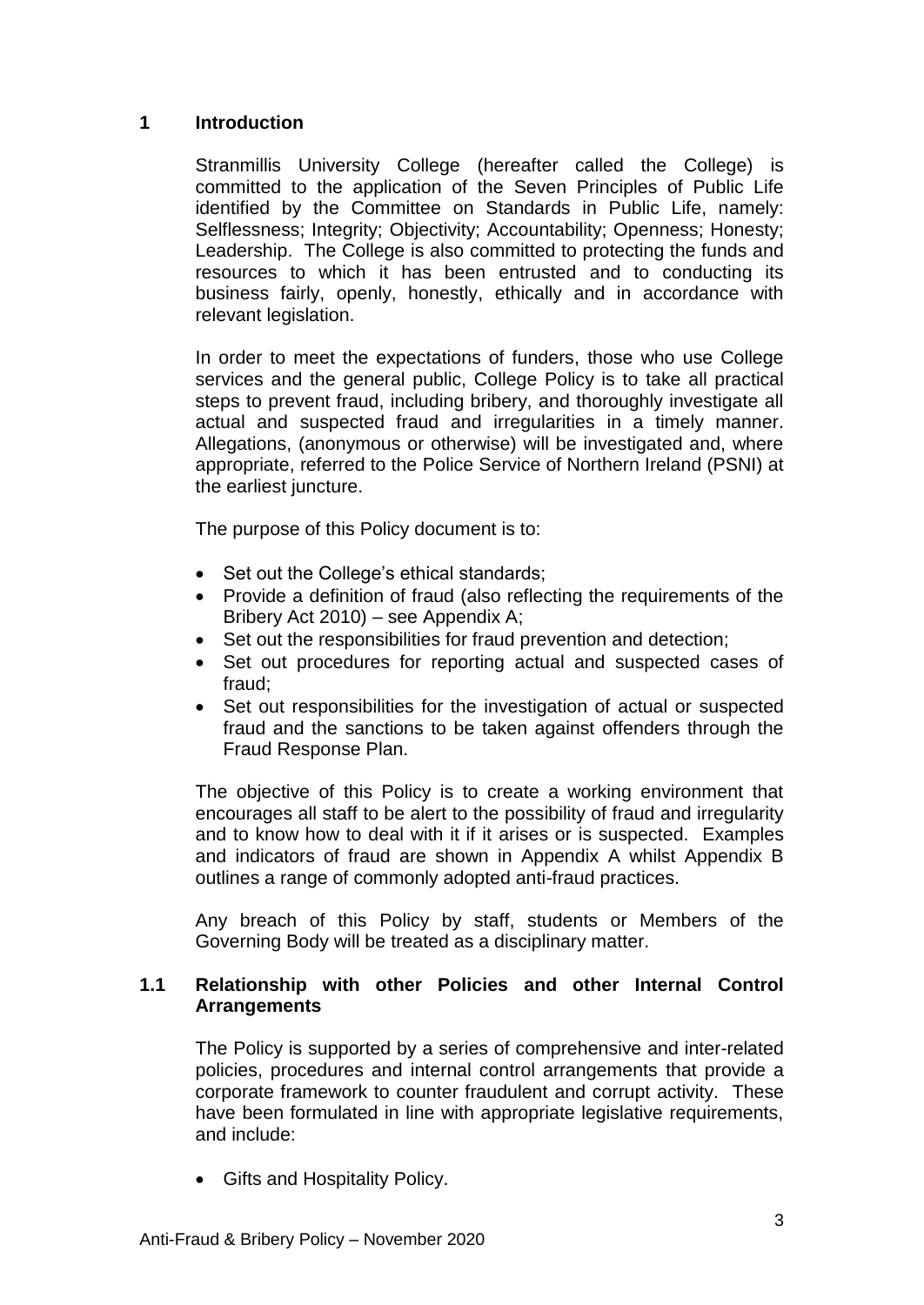## 1 Introduction

Stranmillis University College (hereafter called the College) is committed to the application of the Seven Principles of Public Life identified by the Committee on Standards in Public Life, namely: Selflessness; Integrity; Objectivity; Accountability; Openness; Honesty; Leadership. The College is also committed to protecting the funds and resources to which it has been entrusted and to conducting its business fairly, openly, honestly, ethically and in accordance with relevant legislation.

In order to meet the expectations of funders, those who use College services and the general public, College Policy is to take all practical steps to prevent fraud, including bribery, and thoroughly investigate all actual and suspected fraud and irregularities in a timely manner. Allegations, (anonymous or otherwise) will be investigated and, where appropriate, referred to the Police Service of Northern Ireland (PSNI) at the earliest juncture.

The purpose of this Policy document is to:

- Set out the College's ethical standards;
- Provide a definition of fraud (also reflecting the requirements of the Bribery Act 2010) – see Appendix A;
- Set out the responsibilities for fraud prevention and detection;
- Set out procedures for reporting actual and suspected cases of fraud;
- Set out responsibilities for the investigation of actual or suspected fraud and the sanctions to be taken against offenders through the Fraud Response Plan.

The objective of this Policy is to create a working environment that encourages all staff to be alert to the possibility of fraud and irregularity and to know how to deal with it if it arises or is suspected. Examples and indicators of fraud are shown in Appendix A whilst Appendix B outlines a range of commonly adopted anti-fraud practices.

Any breach of this Policy by staff, students or Members of the Governing Body will be treated as a disciplinary matter.

### 1.1 Relationship with other Policies and other Internal Control Arrangements

The Policy is supported by a series of comprehensive and inter-related policies, procedures and internal control arrangements that provide a corporate framework to counter fraudulent and corrupt activity. These have been formulated in line with appropriate legislative requirements, and include:

- Gifts and Hospitality Policy.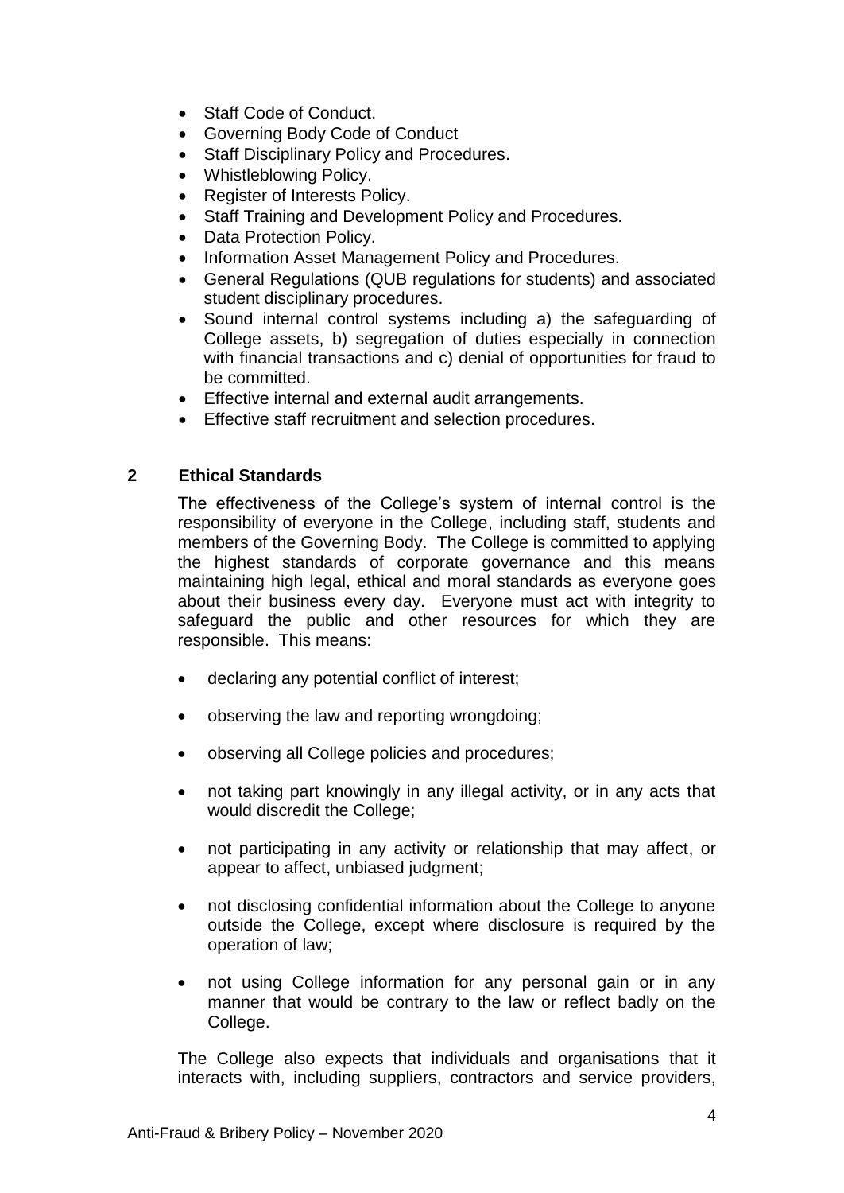- Staff Code of Conduct.
- Governing Body Code of Conduct
- Staff Disciplinary Policy and Procedures.
- Whistleblowing Policy.
- Register of Interests Policy.
- Staff Training and Development Policy and Procedures.
- Data Protection Policy.
- Information Asset Management Policy and Procedures.
- General Regulations (QUB regulations for students) and associated student disciplinary procedures.
- Sound internal control systems including a) the safeguarding of College assets, b) segregation of duties especially in connection with financial transactions and c) denial of opportunities for fraud to be committed.
- Effective internal and external audit arrangements.
- Effective staff recruitment and selection procedures.

## 2 Ethical Standards

The effectiveness of the College's system of internal control is the responsibility of everyone in the College, including staff, students and members of the Governing Body. The College is committed to applying the highest standards of corporate governance and this means maintaining high legal, ethical and moral standards as everyone goes about their business every day. Everyone must act with integrity to safeguard the public and other resources for which they are responsible. This means:

- declaring any potential conflict of interest;
- observing the law and reporting wrongdoing;
- observing all College policies and procedures;
- not taking part knowingly in any illegal activity, or in any acts that would discredit the College;
- not participating in any activity or relationship that may affect, or appear to affect, unbiased judgment;
- not disclosing confidential information about the College to anyone outside the College, except where disclosure is required by the operation of law;
- not using College information for any personal gain or in any manner that would be contrary to the law or reflect badly on the College.

The College also expects that individuals and organisations that it interacts with, including suppliers, contractors and service providers,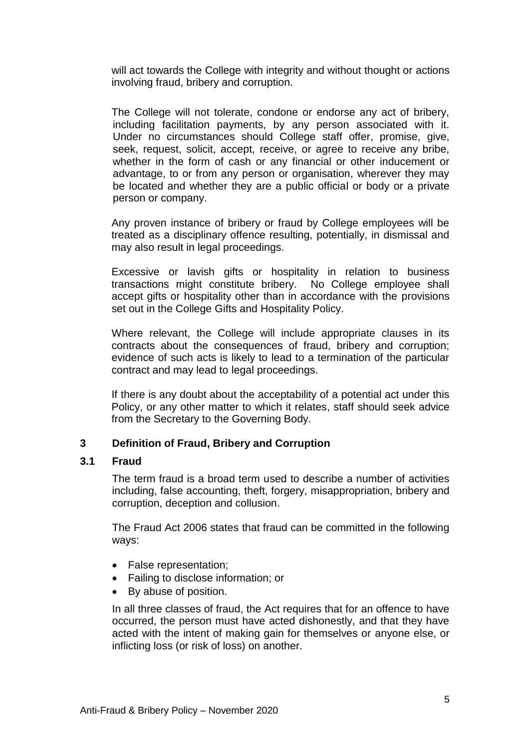will act towards the College with integrity and without thought or actions involving fraud, bribery and corruption.

The College will not tolerate, condone or endorse any act of bribery, including facilitation payments, by any person associated with it. Under no circumstances should College staff offer, promise, give, seek, request, solicit, accept, receive, or agree to receive any bribe, whether in the form of cash or any financial or other inducement or advantage, to or from any person or organisation, wherever they may be located and whether they are a public official or body or a private person or company.

Any proven instance of bribery or fraud by College employees will be treated as a disciplinary offence resulting, potentially, in dismissal and may also result in legal proceedings.

Excessive or lavish gifts or hospitality in relation to business transactions might constitute bribery. No College employee shall accept gifts or hospitality other than in accordance with the provisions set out in the College Gifts and Hospitality Policy.

Where relevant, the College will include appropriate clauses in its contracts about the consequences of fraud, bribery and corruption; evidence of such acts is likely to lead to a termination of the particular contract and may lead to legal proceedings.

If there is any doubt about the acceptability of a potential act under this Policy, or any other matter to which it relates, staff should seek advice from the Secretary to the Governing Body.

## 3 Definition of Fraud, Bribery and Corruption

### 3.1 Fraud

The term fraud is a broad term used to describe a number of activities including, false accounting, theft, forgery, misappropriation, bribery and corruption, deception and collusion.

The Fraud Act 2006 states that fraud can be committed in the following ways:

- False representation;
- Failing to disclose information; or
- By abuse of position.

In all three classes of fraud, the Act requires that for an offence to have occurred, the person must have acted dishonestly, and that they have acted with the intent of making gain for themselves or anyone else, or inflicting loss (or risk of loss) on another.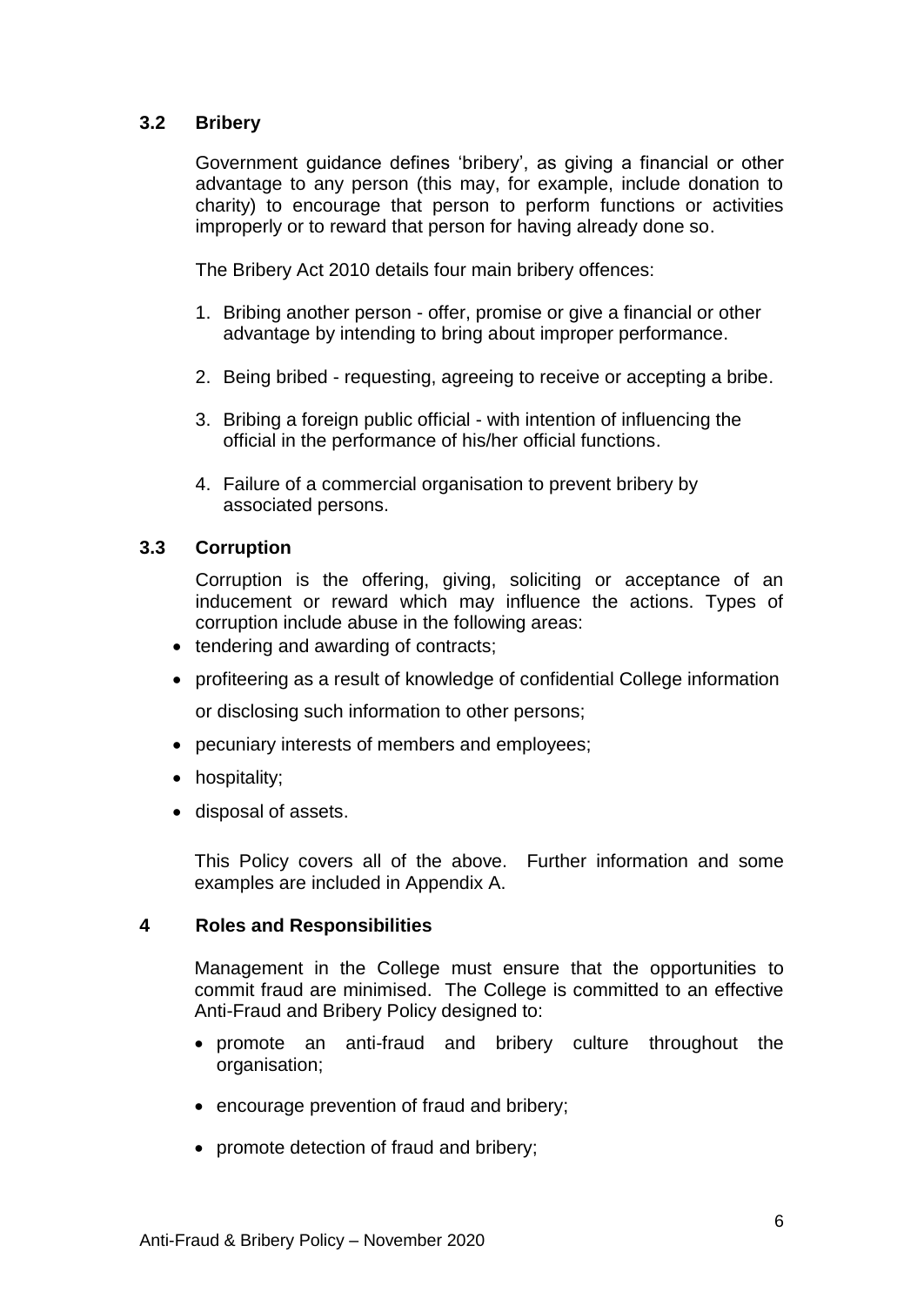### 3.2 Bribery

Government guidance defines 'bribery', as giving a financial or other advantage to any person (this may, for example, include donation to charity) to encourage that person to perform functions or activities improperly or to reward that person for having already done so.

The Bribery Act 2010 details four main bribery offences:

1. Bribing another person - offer, promise or give a financial or other advantage by intending to bring about improper performance.
2. Being bribed - requesting, agreeing to receive or accepting a bribe.
3. Bribing a foreign public official - with intention of influencing the official in the performance of his/her official functions.
4. Failure of a commercial organisation to prevent bribery by associated persons.

### 3.3 Corruption

Corruption is the offering, giving, soliciting or acceptance of an inducement or reward which may influence the actions. Types of corruption include abuse in the following areas:

- tendering and awarding of contracts;
- profiteering as a result of knowledge of confidential College information or disclosing such information to other persons;
- pecuniary interests of members and employees;
- hospitality;
- disposal of assets.

This Policy covers all of the above. Further information and some examples are included in Appendix A.

## 4 Roles and Responsibilities

Management in the College must ensure that the opportunities to commit fraud are minimised. The College is committed to an effective Anti-Fraud and Bribery Policy designed to:

- promote an anti-fraud and bribery culture throughout the organisation;
- encourage prevention of fraud and bribery;
- promote detection of fraud and bribery;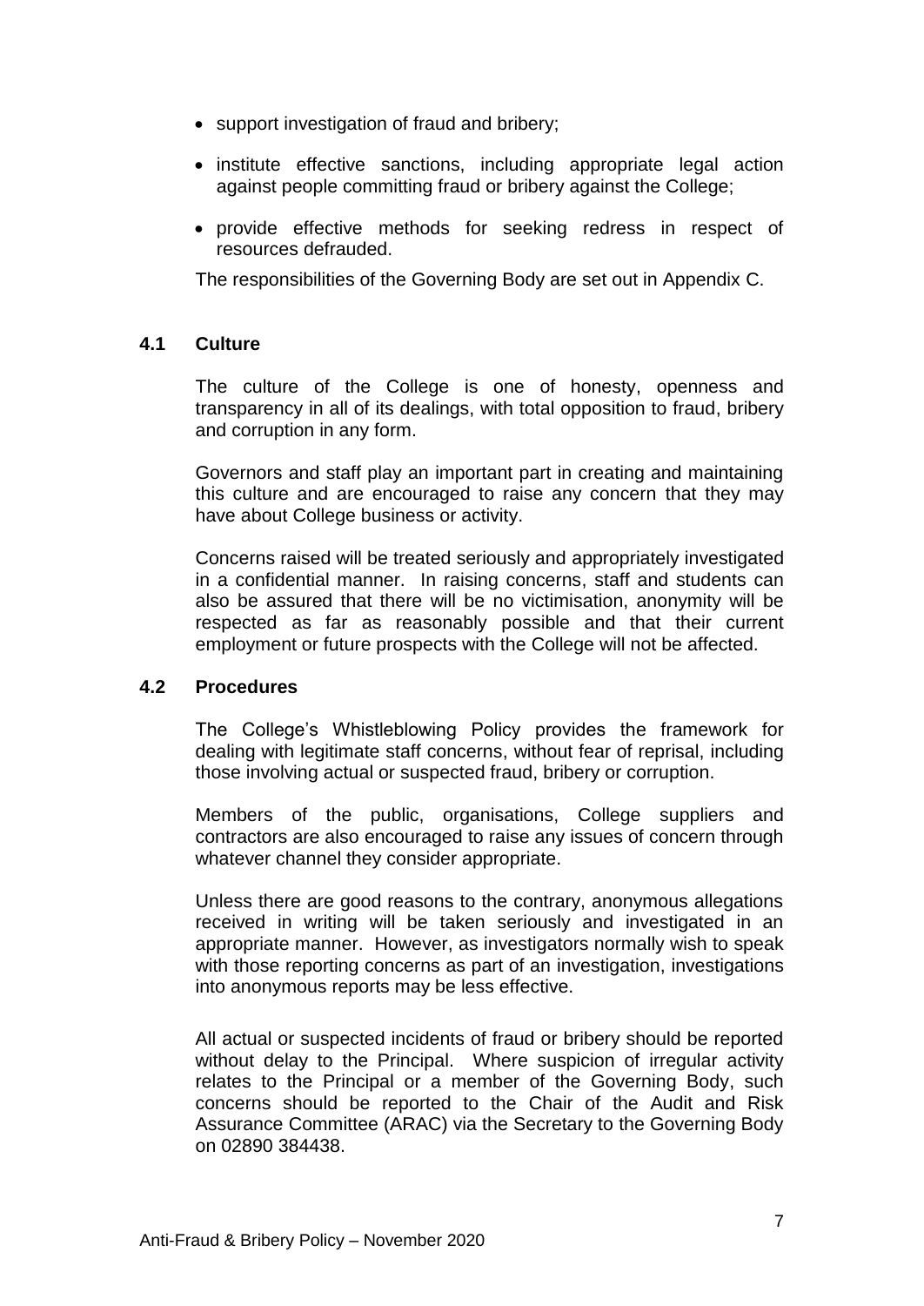- support investigation of fraud and bribery;
- institute effective sanctions, including appropriate legal action against people committing fraud or bribery against the College;
- provide effective methods for seeking redress in respect of resources defrauded.

The responsibilities of the Governing Body are set out in Appendix C.

### 4.1 Culture

The culture of the College is one of honesty, openness and transparency in all of its dealings, with total opposition to fraud, bribery and corruption in any form.

Governors and staff play an important part in creating and maintaining this culture and are encouraged to raise any concern that they may have about College business or activity.

Concerns raised will be treated seriously and appropriately investigated in a confidential manner. In raising concerns, staff and students can also be assured that there will be no victimisation, anonymity will be respected as far as reasonably possible and that their current employment or future prospects with the College will not be affected.

### 4.2 Procedures

The College's Whistleblowing Policy provides the framework for dealing with legitimate staff concerns, without fear of reprisal, including those involving actual or suspected fraud, bribery or corruption.

Members of the public, organisations, College suppliers and contractors are also encouraged to raise any issues of concern through whatever channel they consider appropriate.

Unless there are good reasons to the contrary, anonymous allegations received in writing will be taken seriously and investigated in an appropriate manner. However, as investigators normally wish to speak with those reporting concerns as part of an investigation, investigations into anonymous reports may be less effective.

All actual or suspected incidents of fraud or bribery should be reported without delay to the Principal. Where suspicion of irregular activity relates to the Principal or a member of the Governing Body, such concerns should be reported to the Chair of the Audit and Risk Assurance Committee (ARAC) via the Secretary to the Governing Body on 02890 384438.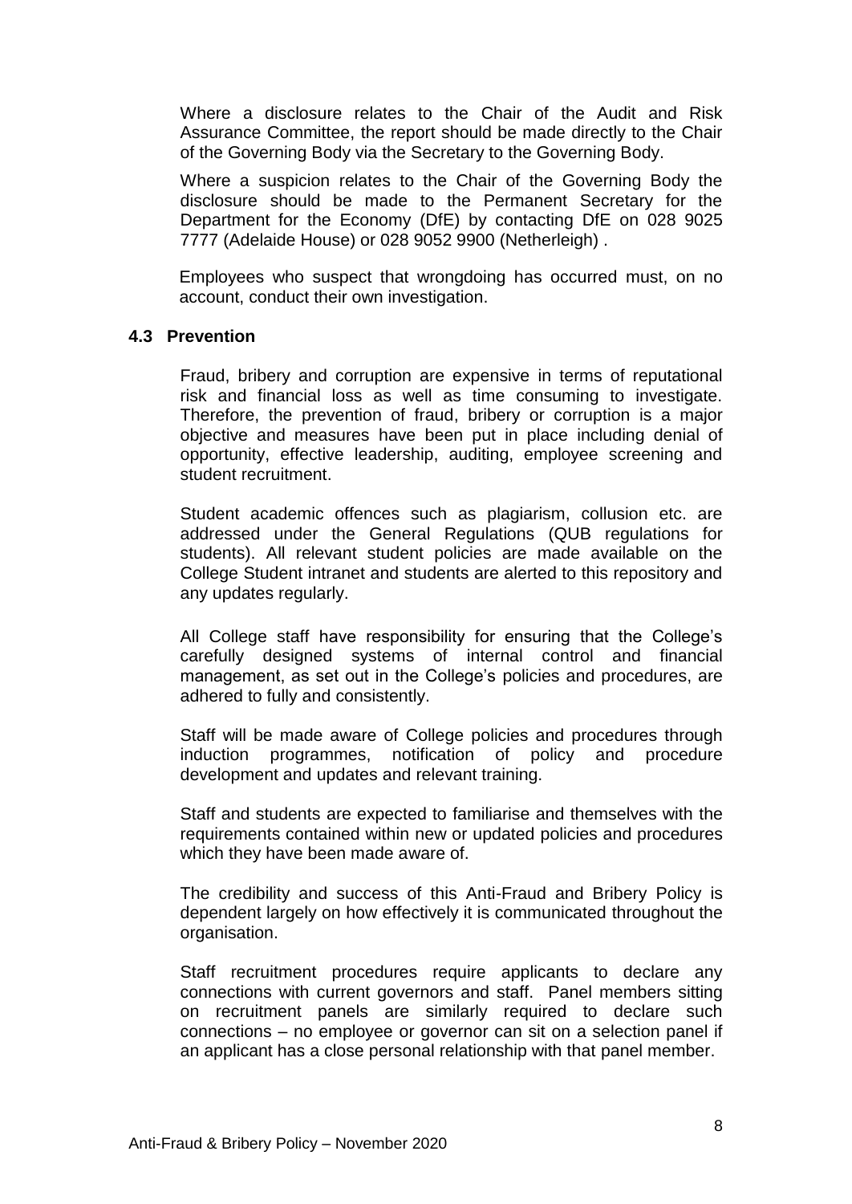Where a disclosure relates to the Chair of the Audit and Risk Assurance Committee, the report should be made directly to the Chair of the Governing Body via the Secretary to the Governing Body.

Where a suspicion relates to the Chair of the Governing Body the disclosure should be made to the Permanent Secretary for the Department for the Economy (DfE) by contacting DfE on 028 9025 7777 (Adelaide House) or 028 9052 9900 (Netherleigh) .

Employees who suspect that wrongdoing has occurred must, on no account, conduct their own investigation.

### 4.3 Prevention

Fraud, bribery and corruption are expensive in terms of reputational risk and financial loss as well as time consuming to investigate. Therefore, the prevention of fraud, bribery or corruption is a major objective and measures have been put in place including denial of opportunity, effective leadership, auditing, employee screening and student recruitment.

Student academic offences such as plagiarism, collusion etc. are addressed under the General Regulations (QUB regulations for students). All relevant student policies are made available on the College Student intranet and students are alerted to this repository and any updates regularly.

All College staff have responsibility for ensuring that the College's carefully designed systems of internal control and financial management, as set out in the College's policies and procedures, are adhered to fully and consistently.

Staff will be made aware of College policies and procedures through induction programmes, notification of policy and procedure development and updates and relevant training.

Staff and students are expected to familiarise and themselves with the requirements contained within new or updated policies and procedures which they have been made aware of.

The credibility and success of this Anti-Fraud and Bribery Policy is dependent largely on how effectively it is communicated throughout the organisation.

Staff recruitment procedures require applicants to declare any connections with current governors and staff. Panel members sitting on recruitment panels are similarly required to declare such connections – no employee or governor can sit on a selection panel if an applicant has a close personal relationship with that panel member.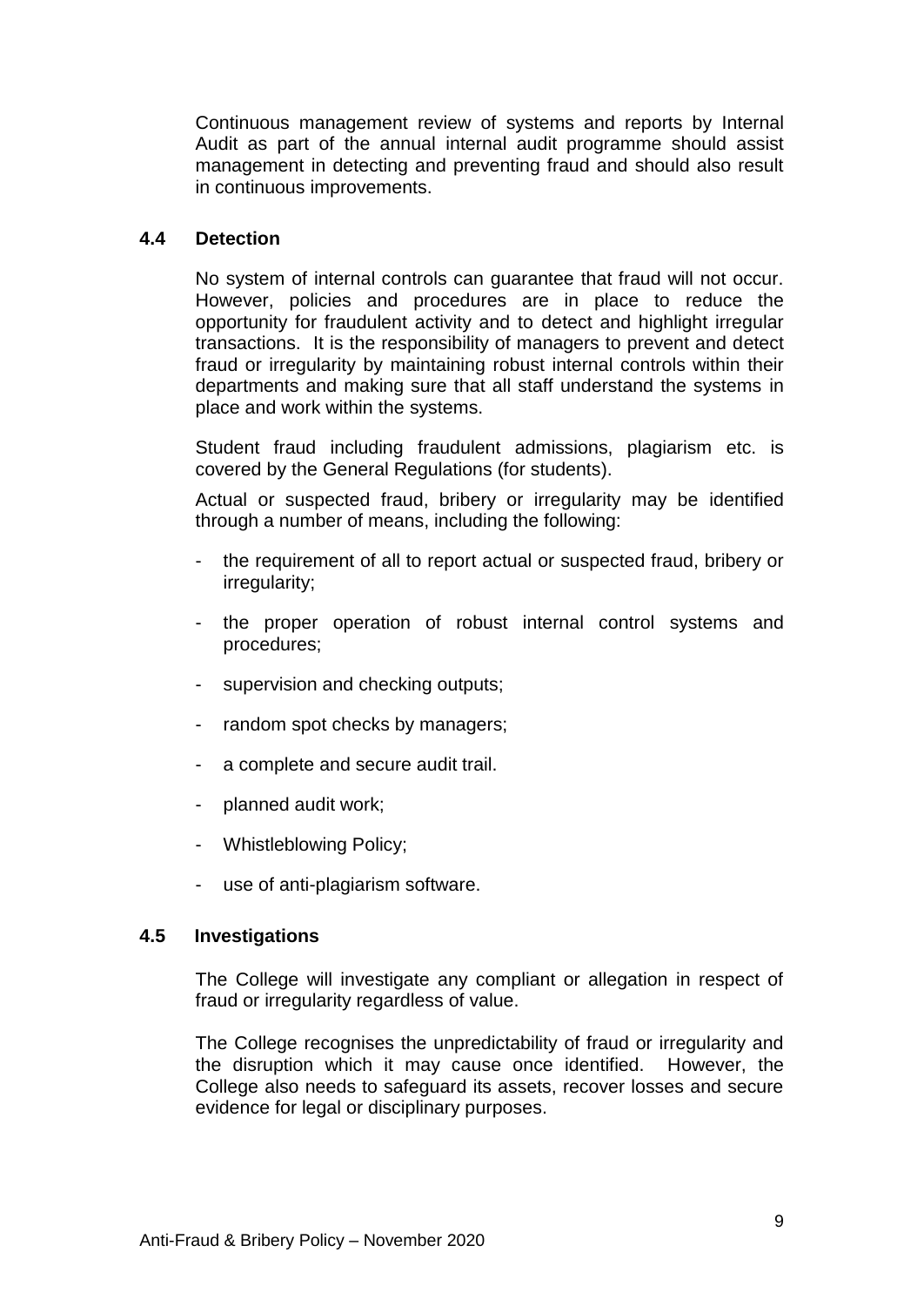Continuous management review of systems and reports by Internal Audit as part of the annual internal audit programme should assist management in detecting and preventing fraud and should also result in continuous improvements.

### 4.4 Detection

No system of internal controls can guarantee that fraud will not occur. However, policies and procedures are in place to reduce the opportunity for fraudulent activity and to detect and highlight irregular transactions. It is the responsibility of managers to prevent and detect fraud or irregularity by maintaining robust internal controls within their departments and making sure that all staff understand the systems in place and work within the systems.

Student fraud including fraudulent admissions, plagiarism etc. is covered by the General Regulations (for students).

Actual or suspected fraud, bribery or irregularity may be identified through a number of means, including the following:

- the requirement of all to report actual or suspected fraud, bribery or irregularity;
- the proper operation of robust internal control systems and procedures;
- supervision and checking outputs;
- random spot checks by managers;
- a complete and secure audit trail.
- planned audit work;
- Whistleblowing Policy;
- use of anti-plagiarism software.

### 4.5 Investigations

The College will investigate any compliant or allegation in respect of fraud or irregularity regardless of value.

The College recognises the unpredictability of fraud or irregularity and the disruption which it may cause once identified. However, the College also needs to safeguard its assets, recover losses and secure evidence for legal or disciplinary purposes.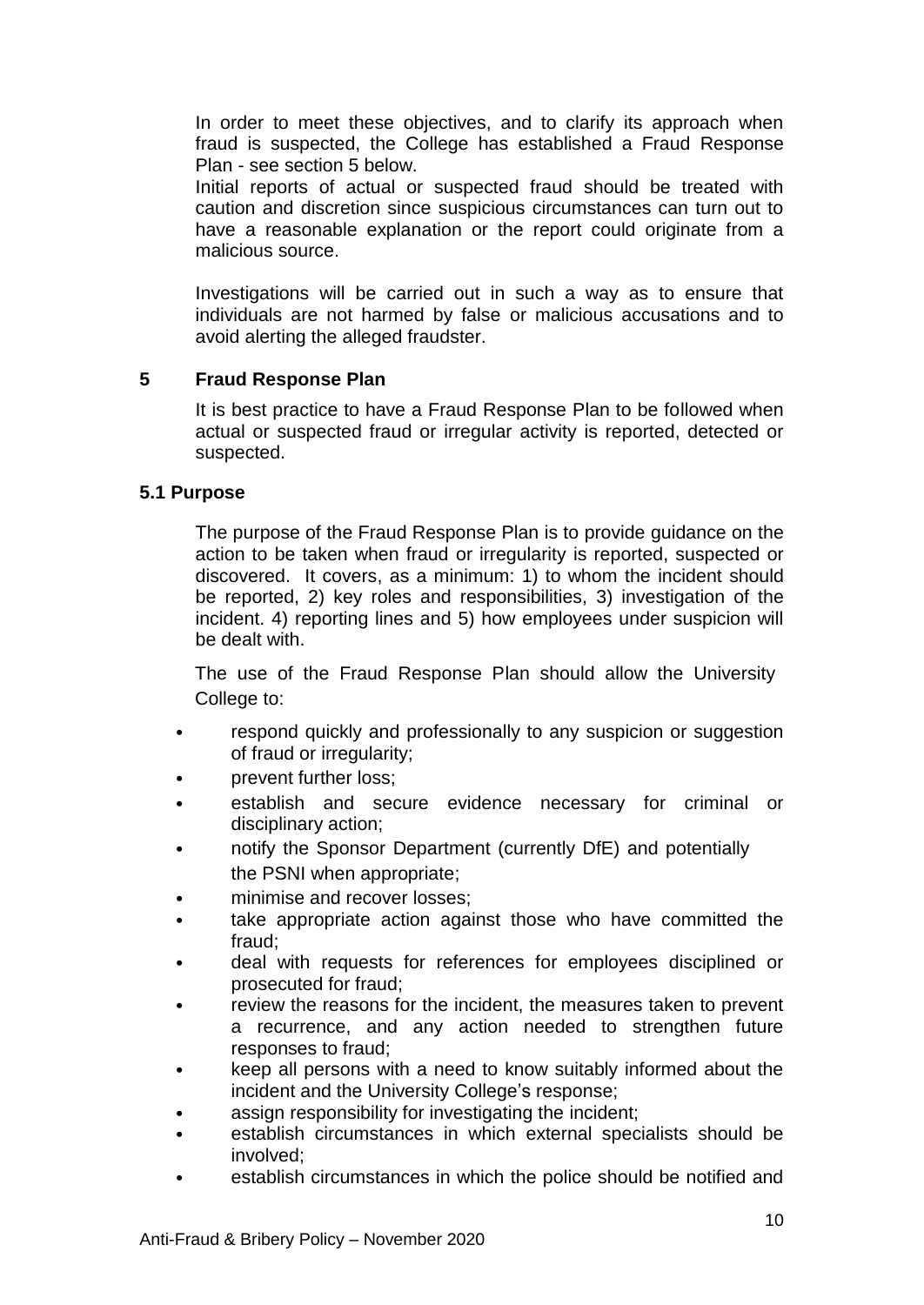In order to meet these objectives, and to clarify its approach when fraud is suspected, the College has established a Fraud Response Plan - see section 5 below.

Initial reports of actual or suspected fraud should be treated with caution and discretion since suspicious circumstances can turn out to have a reasonable explanation or the report could originate from a malicious source.

Investigations will be carried out in such a way as to ensure that individuals are not harmed by false or malicious accusations and to avoid alerting the alleged fraudster.

## 5 Fraud Response Plan

It is best practice to have a Fraud Response Plan to be followed when actual or suspected fraud or irregular activity is reported, detected or suspected.

### 5.1 Purpose

The purpose of the Fraud Response Plan is to provide guidance on the action to be taken when fraud or irregularity is reported, suspected or discovered. It covers, as a minimum: 1) to whom the incident should be reported, 2) key roles and responsibilities, 3) investigation of the incident. 4) reporting lines and 5) how employees under suspicion will be dealt with.

The use of the Fraud Response Plan should allow the University College to:

- respond quickly and professionally to any suspicion or suggestion of fraud or irregularity;
- prevent further loss;
- establish and secure evidence necessary for criminal or disciplinary action;
- notify the Sponsor Department (currently DfE) and potentially the PSNI when appropriate;
- minimise and recover losses;
- take appropriate action against those who have committed the fraud;
- deal with requests for references for employees disciplined or prosecuted for fraud;
- review the reasons for the incident, the measures taken to prevent a recurrence, and any action needed to strengthen future responses to fraud;
- keep all persons with a need to know suitably informed about the incident and the University College's response;
- assign responsibility for investigating the incident;
- establish circumstances in which external specialists should be involved;
- establish circumstances in which the police should be notified and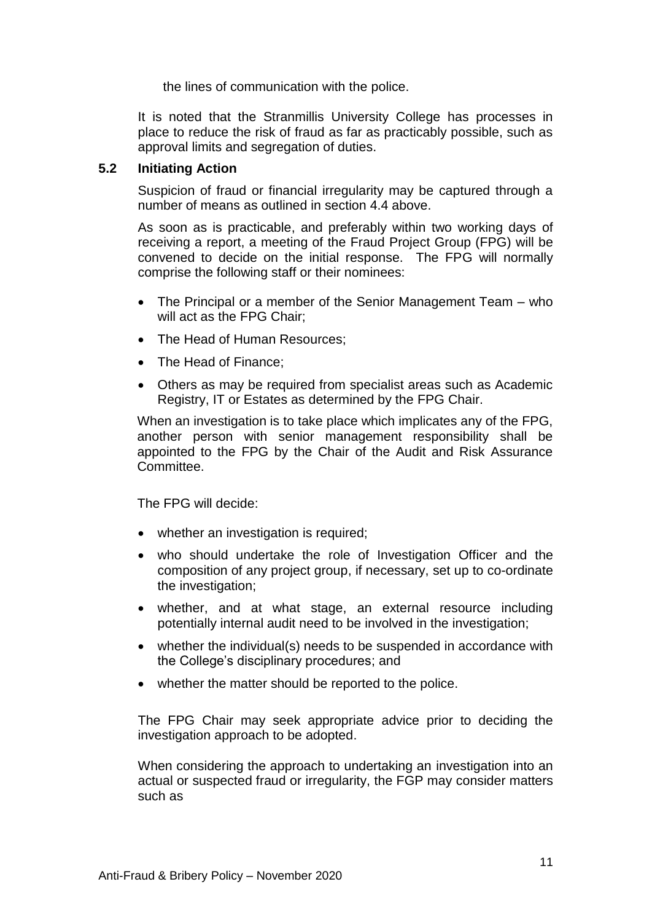the lines of communication with the police.

It is noted that the Stranmillis University College has processes in place to reduce the risk of fraud as far as practicably possible, such as approval limits and segregation of duties.

### 5.2 Initiating Action

Suspicion of fraud or financial irregularity may be captured through a number of means as outlined in section 4.4 above.

As soon as is practicable, and preferably within two working days of receiving a report, a meeting of the Fraud Project Group (FPG) will be convened to decide on the initial response. The FPG will normally comprise the following staff or their nominees:

- The Principal or a member of the Senior Management Team – who will act as the FPG Chair;
- The Head of Human Resources;
- The Head of Finance;
- Others as may be required from specialist areas such as Academic Registry, IT or Estates as determined by the FPG Chair.

When an investigation is to take place which implicates any of the FPG, another person with senior management responsibility shall be appointed to the FPG by the Chair of the Audit and Risk Assurance Committee.

The FPG will decide:

- whether an investigation is required;
- who should undertake the role of Investigation Officer and the composition of any project group, if necessary, set up to co-ordinate the investigation;
- whether, and at what stage, an external resource including potentially internal audit need to be involved in the investigation;
- whether the individual(s) needs to be suspended in accordance with the College's disciplinary procedures; and
- whether the matter should be reported to the police.

The FPG Chair may seek appropriate advice prior to deciding the investigation approach to be adopted.

When considering the approach to undertaking an investigation into an actual or suspected fraud or irregularity, the FGP may consider matters such as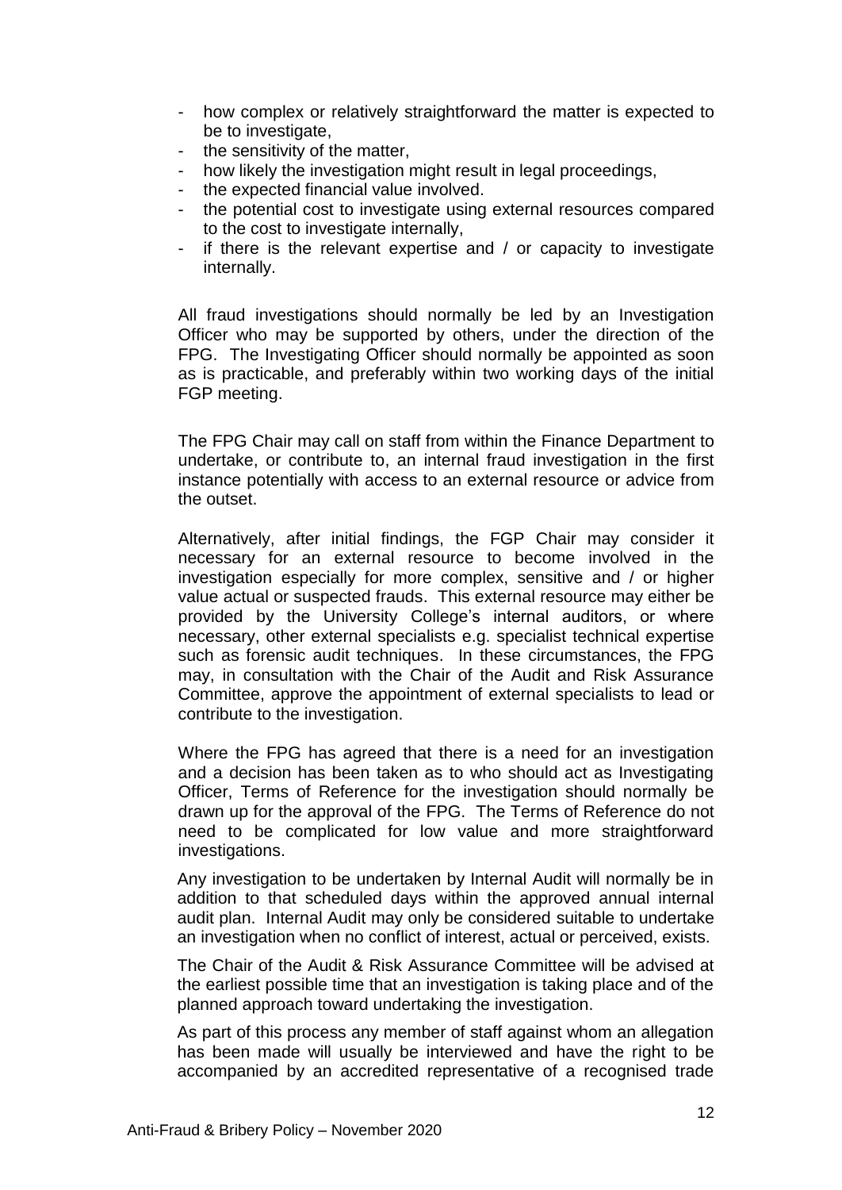- how complex or relatively straightforward the matter is expected to be to investigate,
- the sensitivity of the matter,
- how likely the investigation might result in legal proceedings,
- the expected financial value involved.
- the potential cost to investigate using external resources compared to the cost to investigate internally,
- if there is the relevant expertise and / or capacity to investigate internally.

All fraud investigations should normally be led by an Investigation Officer who may be supported by others, under the direction of the FPG. The Investigating Officer should normally be appointed as soon as is practicable, and preferably within two working days of the initial FGP meeting.

The FPG Chair may call on staff from within the Finance Department to undertake, or contribute to, an internal fraud investigation in the first instance potentially with access to an external resource or advice from the outset.

Alternatively, after initial findings, the FGP Chair may consider it necessary for an external resource to become involved in the investigation especially for more complex, sensitive and / or higher value actual or suspected frauds. This external resource may either be provided by the University College's internal auditors, or where necessary, other external specialists e.g. specialist technical expertise such as forensic audit techniques. In these circumstances, the FPG may, in consultation with the Chair of the Audit and Risk Assurance Committee, approve the appointment of external specialists to lead or contribute to the investigation.

Where the FPG has agreed that there is a need for an investigation and a decision has been taken as to who should act as Investigating Officer, Terms of Reference for the investigation should normally be drawn up for the approval of the FPG. The Terms of Reference do not need to be complicated for low value and more straightforward investigations.

Any investigation to be undertaken by Internal Audit will normally be in addition to that scheduled days within the approved annual internal audit plan. Internal Audit may only be considered suitable to undertake an investigation when no conflict of interest, actual or perceived, exists.

The Chair of the Audit & Risk Assurance Committee will be advised at the earliest possible time that an investigation is taking place and of the planned approach toward undertaking the investigation.

As part of this process any member of staff against whom an allegation has been made will usually be interviewed and have the right to be accompanied by an accredited representative of a recognised trade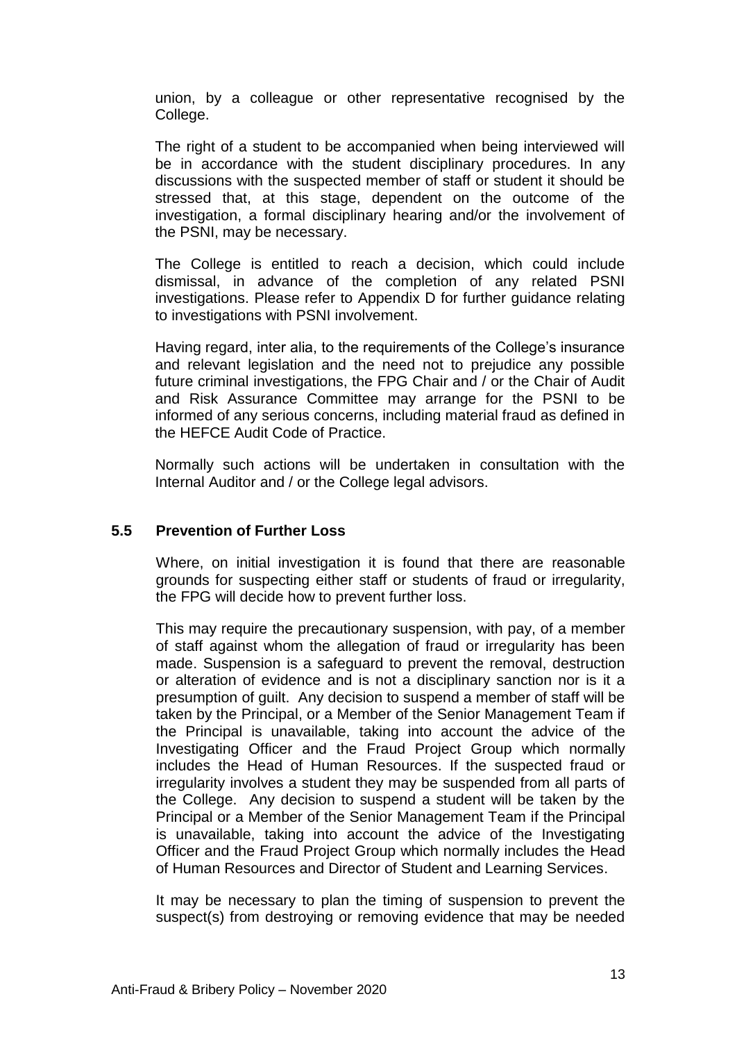union, by a colleague or other representative recognised by the College.

The right of a student to be accompanied when being interviewed will be in accordance with the student disciplinary procedures. In any discussions with the suspected member of staff or student it should be stressed that, at this stage, dependent on the outcome of the investigation, a formal disciplinary hearing and/or the involvement of the PSNI, may be necessary.

The College is entitled to reach a decision, which could include dismissal, in advance of the completion of any related PSNI investigations. Please refer to Appendix D for further guidance relating to investigations with PSNI involvement.

Having regard, inter alia, to the requirements of the College's insurance and relevant legislation and the need not to prejudice any possible future criminal investigations, the FPG Chair and / or the Chair of Audit and Risk Assurance Committee may arrange for the PSNI to be informed of any serious concerns, including material fraud as defined in the HEFCE Audit Code of Practice.

Normally such actions will be undertaken in consultation with the Internal Auditor and / or the College legal advisors.

### 5.5 Prevention of Further Loss

Where, on initial investigation it is found that there are reasonable grounds for suspecting either staff or students of fraud or irregularity, the FPG will decide how to prevent further loss.

This may require the precautionary suspension, with pay, of a member of staff against whom the allegation of fraud or irregularity has been made. Suspension is a safeguard to prevent the removal, destruction or alteration of evidence and is not a disciplinary sanction nor is it a presumption of guilt. Any decision to suspend a member of staff will be taken by the Principal, or a Member of the Senior Management Team if the Principal is unavailable, taking into account the advice of the Investigating Officer and the Fraud Project Group which normally includes the Head of Human Resources. If the suspected fraud or irregularity involves a student they may be suspended from all parts of the College. Any decision to suspend a student will be taken by the Principal or a Member of the Senior Management Team if the Principal is unavailable, taking into account the advice of the Investigating Officer and the Fraud Project Group which normally includes the Head of Human Resources and Director of Student and Learning Services.

It may be necessary to plan the timing of suspension to prevent the suspect(s) from destroying or removing evidence that may be needed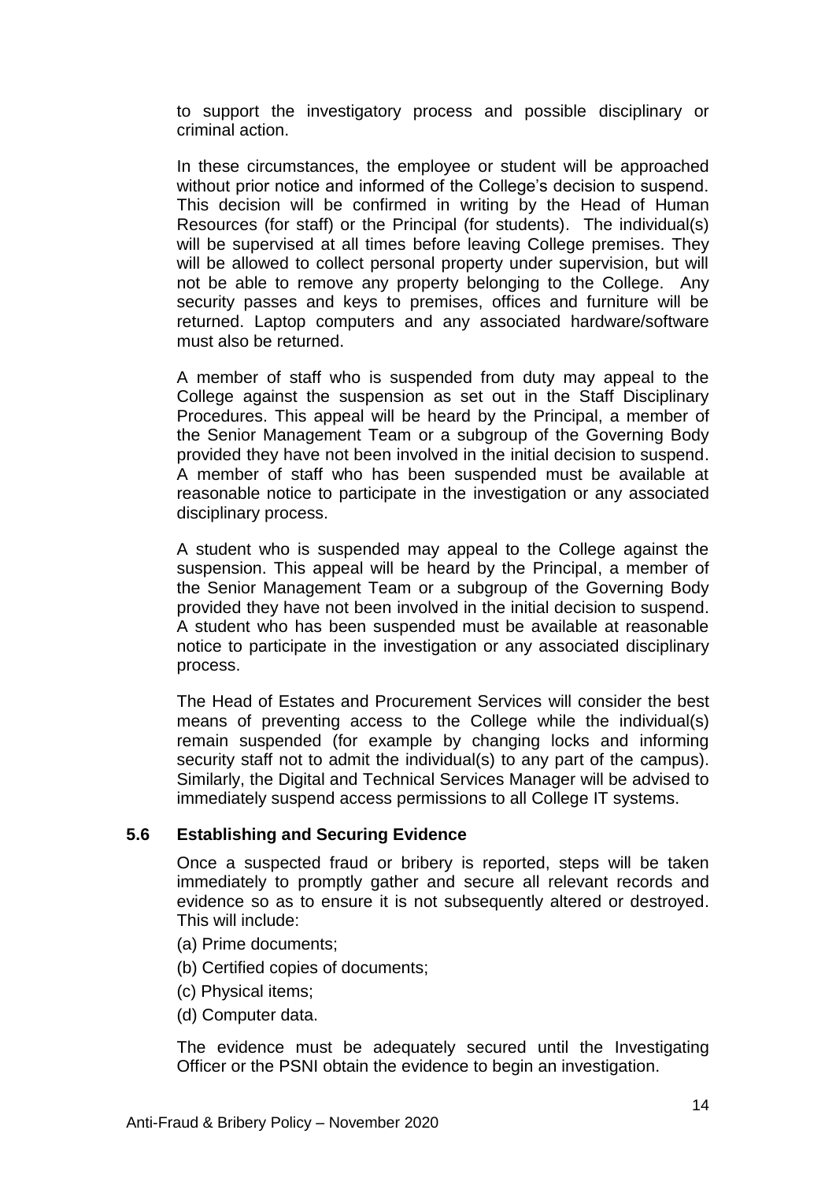to support the investigatory process and possible disciplinary or criminal action.

In these circumstances, the employee or student will be approached without prior notice and informed of the College's decision to suspend. This decision will be confirmed in writing by the Head of Human Resources (for staff) or the Principal (for students). The individual(s) will be supervised at all times before leaving College premises. They will be allowed to collect personal property under supervision, but will not be able to remove any property belonging to the College. Any security passes and keys to premises, offices and furniture will be returned. Laptop computers and any associated hardware/software must also be returned.

A member of staff who is suspended from duty may appeal to the College against the suspension as set out in the Staff Disciplinary Procedures. This appeal will be heard by the Principal, a member of the Senior Management Team or a subgroup of the Governing Body provided they have not been involved in the initial decision to suspend. A member of staff who has been suspended must be available at reasonable notice to participate in the investigation or any associated disciplinary process.

A student who is suspended may appeal to the College against the suspension. This appeal will be heard by the Principal, a member of the Senior Management Team or a subgroup of the Governing Body provided they have not been involved in the initial decision to suspend. A student who has been suspended must be available at reasonable notice to participate in the investigation or any associated disciplinary process.

The Head of Estates and Procurement Services will consider the best means of preventing access to the College while the individual(s) remain suspended (for example by changing locks and informing security staff not to admit the individual(s) to any part of the campus). Similarly, the Digital and Technical Services Manager will be advised to immediately suspend access permissions to all College IT systems.

### 5.6 Establishing and Securing Evidence

Once a suspected fraud or bribery is reported, steps will be taken immediately to promptly gather and secure all relevant records and evidence so as to ensure it is not subsequently altered or destroyed. This will include:

(a) Prime documents;

(b) Certified copies of documents;

(c) Physical items;

(d) Computer data.

The evidence must be adequately secured until the Investigating Officer or the PSNI obtain the evidence to begin an investigation.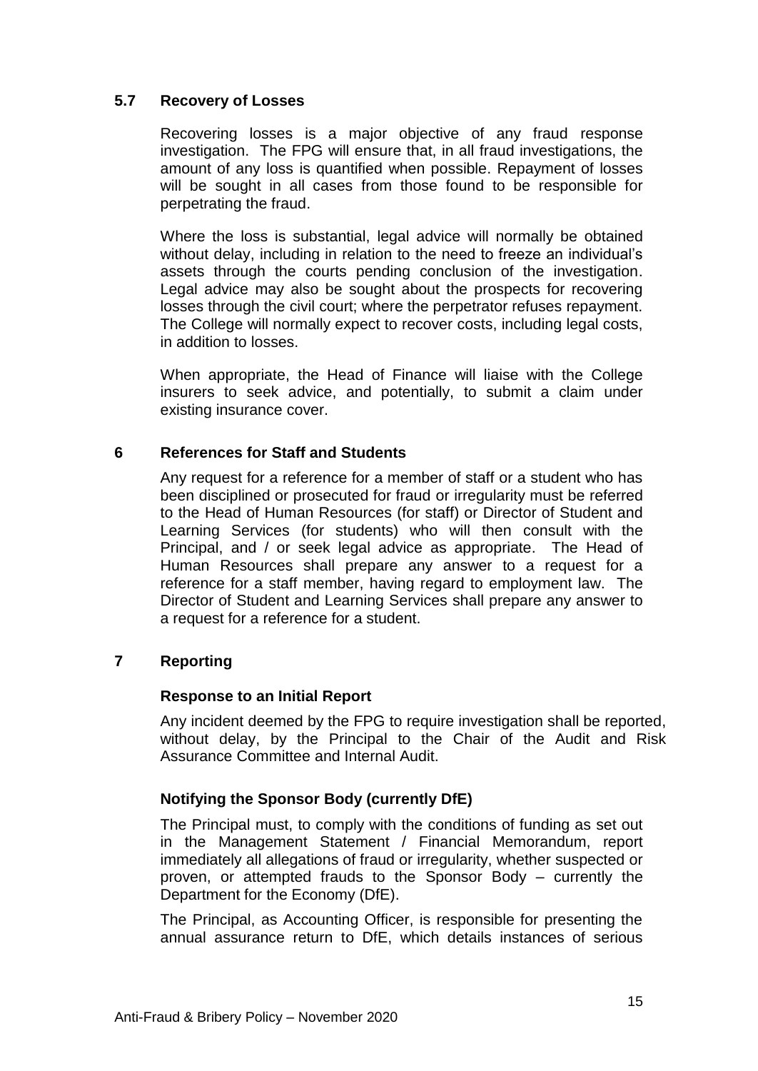### 5.7 Recovery of Losses

Recovering losses is a major objective of any fraud response investigation. The FPG will ensure that, in all fraud investigations, the amount of any loss is quantified when possible. Repayment of losses will be sought in all cases from those found to be responsible for perpetrating the fraud.

Where the loss is substantial, legal advice will normally be obtained without delay, including in relation to the need to freeze an individual's assets through the courts pending conclusion of the investigation. Legal advice may also be sought about the prospects for recovering losses through the civil court; where the perpetrator refuses repayment. The College will normally expect to recover costs, including legal costs, in addition to losses.

When appropriate, the Head of Finance will liaise with the College insurers to seek advice, and potentially, to submit a claim under existing insurance cover.

## 6 References for Staff and Students

Any request for a reference for a member of staff or a student who has been disciplined or prosecuted for fraud or irregularity must be referred to the Head of Human Resources (for staff) or Director of Student and Learning Services (for students) who will then consult with the Principal, and / or seek legal advice as appropriate. The Head of Human Resources shall prepare any answer to a request for a reference for a staff member, having regard to employment law. The Director of Student and Learning Services shall prepare any answer to a request for a reference for a student.

## 7 Reporting

**Response to an Initial Report**

Any incident deemed by the FPG to require investigation shall be reported, without delay, by the Principal to the Chair of the Audit and Risk Assurance Committee and Internal Audit.

**Notifying the Sponsor Body (currently DfE)**

The Principal must, to comply with the conditions of funding as set out in the Management Statement / Financial Memorandum, report immediately all allegations of fraud or irregularity, whether suspected or proven, or attempted frauds to the Sponsor Body – currently the Department for the Economy (DfE).

The Principal, as Accounting Officer, is responsible for presenting the annual assurance return to DfE, which details instances of serious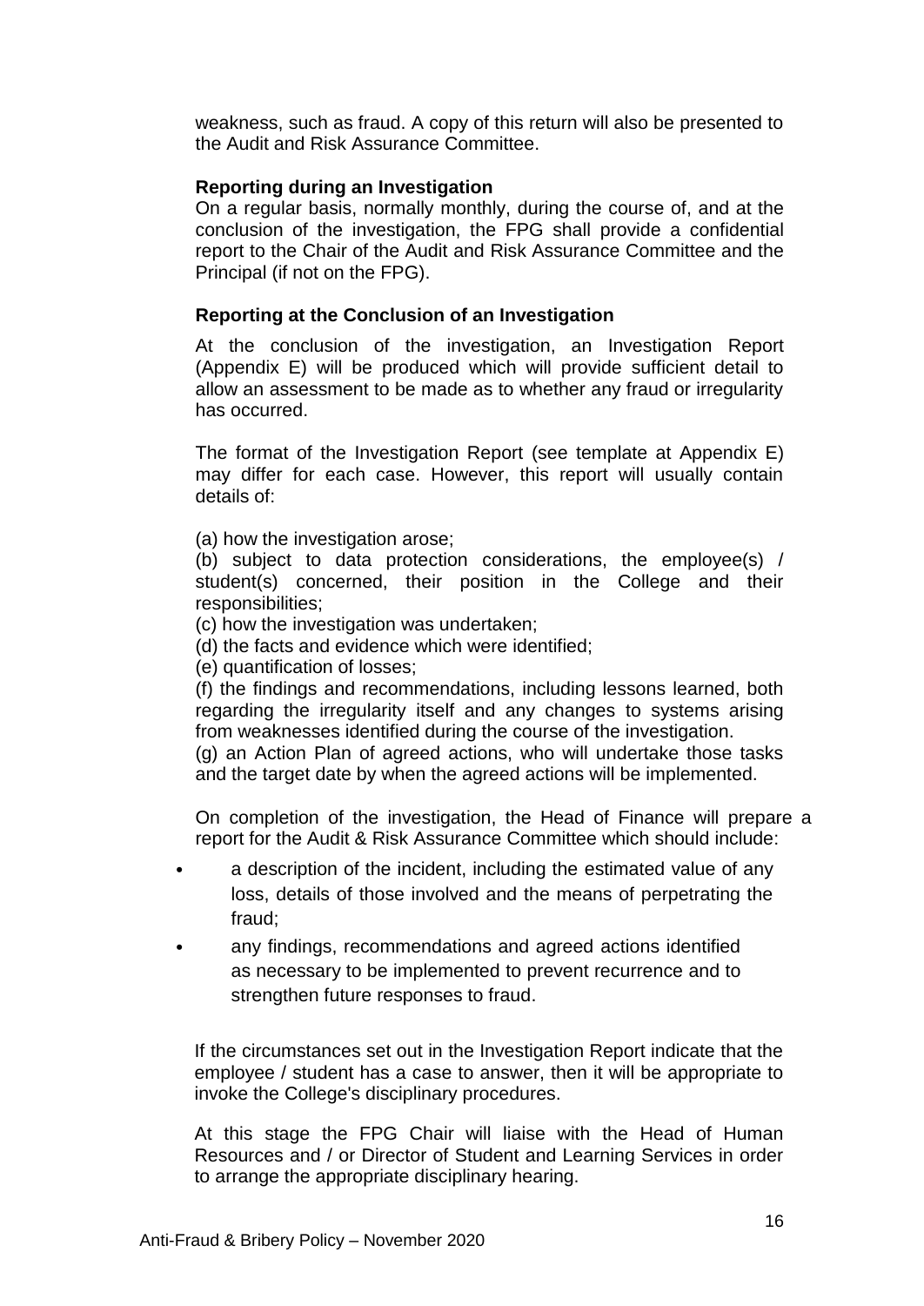weakness, such as fraud. A copy of this return will also be presented to the Audit and Risk Assurance Committee.

**Reporting during an Investigation**

On a regular basis, normally monthly, during the course of, and at the conclusion of the investigation, the FPG shall provide a confidential report to the Chair of the Audit and Risk Assurance Committee and the Principal (if not on the FPG).

**Reporting at the Conclusion of an Investigation**

At the conclusion of the investigation, an Investigation Report (Appendix E) will be produced which will provide sufficient detail to allow an assessment to be made as to whether any fraud or irregularity has occurred.

The format of the Investigation Report (see template at Appendix E) may differ for each case. However, this report will usually contain details of:

(a) how the investigation arose;
(b) subject to data protection considerations, the employee(s) / student(s) concerned, their position in the College and their responsibilities;
(c) how the investigation was undertaken;
(d) the facts and evidence which were identified;
(e) quantification of losses;
(f) the findings and recommendations, including lessons learned, both regarding the irregularity itself and any changes to systems arising from weaknesses identified during the course of the investigation.
(g) an Action Plan of agreed actions, who will undertake those tasks and the target date by when the agreed actions will be implemented.

On completion of the investigation, the Head of Finance will prepare a report for the Audit & Risk Assurance Committee which should include:

- a description of the incident, including the estimated value of any loss, details of those involved and the means of perpetrating the fraud;
- any findings, recommendations and agreed actions identified as necessary to be implemented to prevent recurrence and to strengthen future responses to fraud.

If the circumstances set out in the Investigation Report indicate that the employee / student has a case to answer, then it will be appropriate to invoke the College's disciplinary procedures.

At this stage the FPG Chair will liaise with the Head of Human Resources and / or Director of Student and Learning Services in order to arrange the appropriate disciplinary hearing.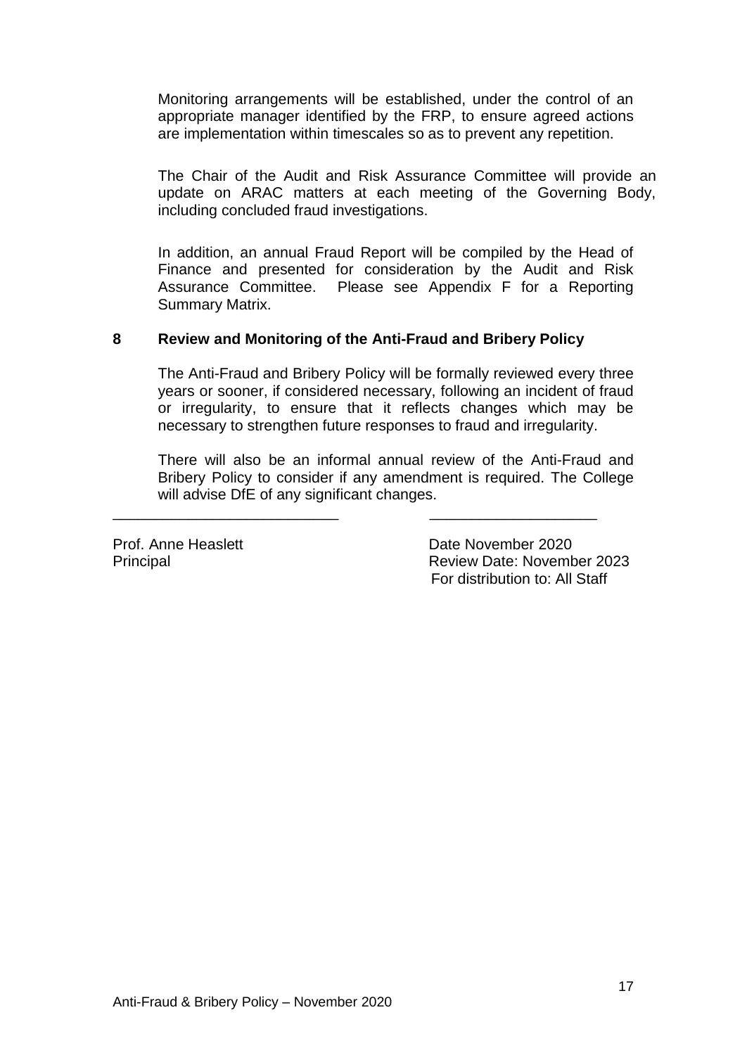Monitoring arrangements will be established, under the control of an appropriate manager identified by the FRP, to ensure agreed actions are implementation within timescales so as to prevent any repetition.

The Chair of the Audit and Risk Assurance Committee will provide an update on ARAC matters at each meeting of the Governing Body, including concluded fraud investigations.

In addition, an annual Fraud Report will be compiled by the Head of Finance and presented for consideration by the Audit and Risk Assurance Committee. Please see Appendix F for a Reporting Summary Matrix.

## 8 Review and Monitoring of the Anti-Fraud and Bribery Policy

The Anti-Fraud and Bribery Policy will be formally reviewed every three years or sooner, if considered necessary, following an incident of fraud or irregularity, to ensure that it reflects changes which may be necessary to strengthen future responses to fraud and irregularity.

There will also be an informal annual review of the Anti-Fraud and Bribery Policy to consider if any amendment is required. The College will advise DfE of any significant changes.

\_\_\_\_\_\_\_\_\_\_\_\_\_\_\_\_\_\_\_\_\_\_\_\_\_\_\_ \_\_\_\_\_\_\_\_\_\_\_\_\_\_\_\_\_\_\_\_

Prof. Anne Heaslett  
Principal

Date November 2020  
Review Date: November 2023  
For distribution to: All Staff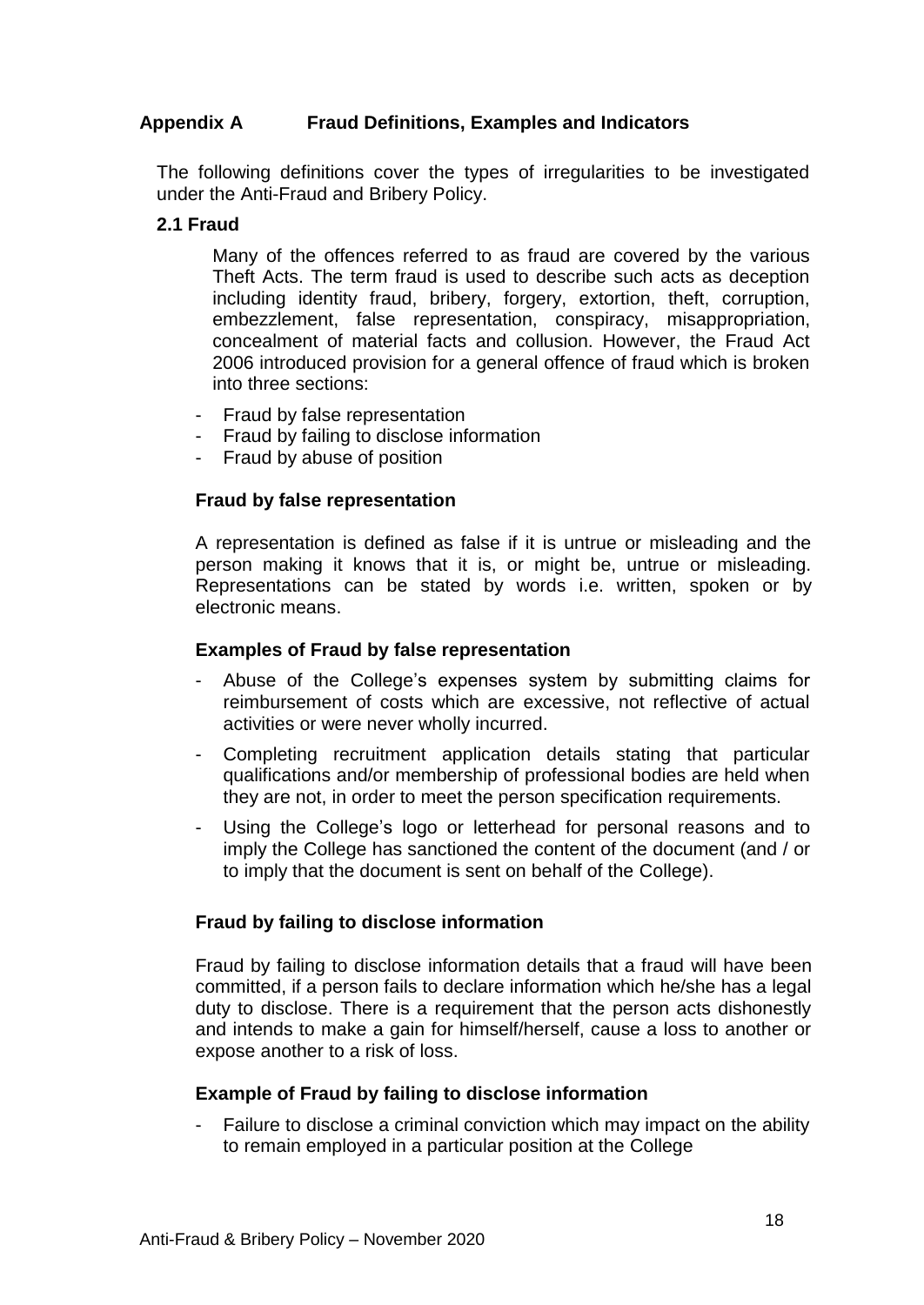## Appendix A Fraud Definitions, Examples and Indicators

The following definitions cover the types of irregularities to be investigated under the Anti-Fraud and Bribery Policy.

### 2.1 Fraud

Many of the offences referred to as fraud are covered by the various Theft Acts. The term fraud is used to describe such acts as deception including identity fraud, bribery, forgery, extortion, theft, corruption, embezzlement, false representation, conspiracy, misappropriation, concealment of material facts and collusion. However, the Fraud Act 2006 introduced provision for a general offence of fraud which is broken into three sections:

- Fraud by false representation
- Fraud by failing to disclose information
- Fraud by abuse of position

#### Fraud by false representation

A representation is defined as false if it is untrue or misleading and the person making it knows that it is, or might be, untrue or misleading. Representations can be stated by words i.e. written, spoken or by electronic means.

#### Examples of Fraud by false representation

- Abuse of the College's expenses system by submitting claims for reimbursement of costs which are excessive, not reflective of actual activities or were never wholly incurred.
- Completing recruitment application details stating that particular qualifications and/or membership of professional bodies are held when they are not, in order to meet the person specification requirements.
- Using the College's logo or letterhead for personal reasons and to imply the College has sanctioned the content of the document (and / or to imply that the document is sent on behalf of the College).

#### Fraud by failing to disclose information

Fraud by failing to disclose information details that a fraud will have been committed, if a person fails to declare information which he/she has a legal duty to disclose. There is a requirement that the person acts dishonestly and intends to make a gain for himself/herself, cause a loss to another or expose another to a risk of loss.

#### Example of Fraud by failing to disclose information

- Failure to disclose a criminal conviction which may impact on the ability to remain employed in a particular position at the College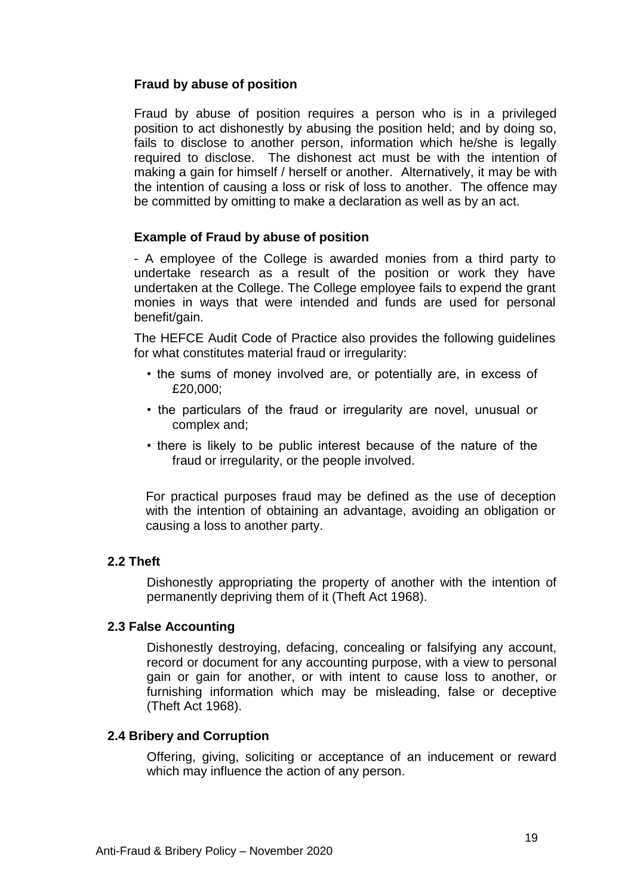### Fraud by abuse of position

Fraud by abuse of position requires a person who is in a privileged position to act dishonestly by abusing the position held; and by doing so, fails to disclose to another person, information which he/she is legally required to disclose. The dishonest act must be with the intention of making a gain for himself / herself or another. Alternatively, it may be with the intention of causing a loss or risk of loss to another. The offence may be committed by omitting to make a declaration as well as by an act.

### Example of Fraud by abuse of position

- A employee of the College is awarded monies from a third party to undertake research as a result of the position or work they have undertaken at the College. The College employee fails to expend the grant monies in ways that were intended and funds are used for personal benefit/gain.

The HEFCE Audit Code of Practice also provides the following guidelines for what constitutes material fraud or irregularity:

- the sums of money involved are, or potentially are, in excess of £20,000;
- the particulars of the fraud or irregularity are novel, unusual or complex and;
- there is likely to be public interest because of the nature of the fraud or irregularity, or the people involved.

For practical purposes fraud may be defined as the use of deception with the intention of obtaining an advantage, avoiding an obligation or causing a loss to another party.

## 2.2 Theft

Dishonestly appropriating the property of another with the intention of permanently depriving them of it (Theft Act 1968).

## 2.3 False Accounting

Dishonestly destroying, defacing, concealing or falsifying any account, record or document for any accounting purpose, with a view to personal gain or gain for another, or with intent to cause loss to another, or furnishing information which may be misleading, false or deceptive (Theft Act 1968).

## 2.4 Bribery and Corruption

Offering, giving, soliciting or acceptance of an inducement or reward which may influence the action of any person.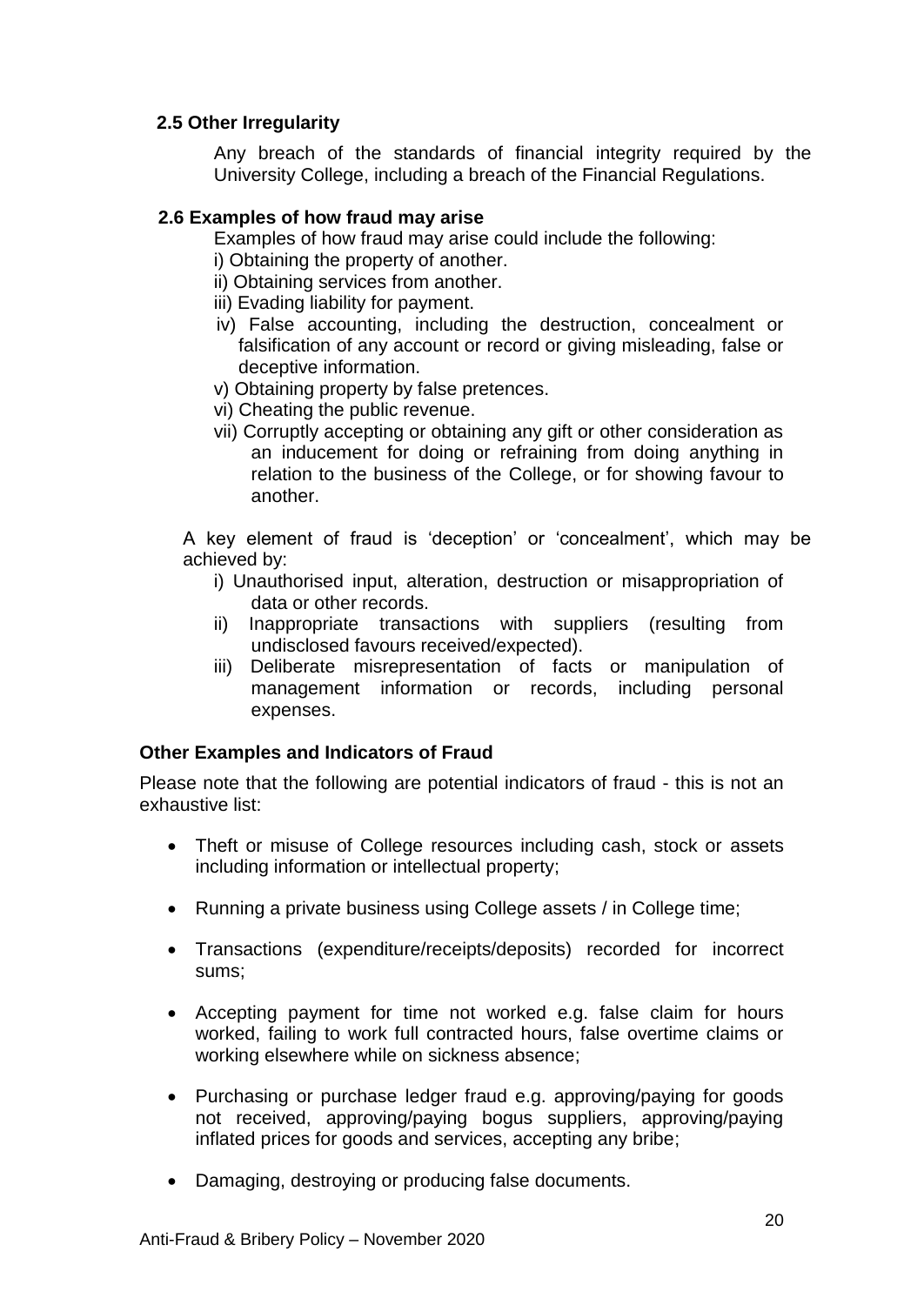### 2.5 Other Irregularity

Any breach of the standards of financial integrity required by the University College, including a breach of the Financial Regulations.

### 2.6 Examples of how fraud may arise

Examples of how fraud may arise could include the following:

i) Obtaining the property of another.
ii) Obtaining services from another.
iii) Evading liability for payment.
iv) False accounting, including the destruction, concealment or falsification of any account or record or giving misleading, false or deceptive information.
v) Obtaining property by false pretences.
vi) Cheating the public revenue.
vii) Corruptly accepting or obtaining any gift or other consideration as an inducement for doing or refraining from doing anything in relation to the business of the College, or for showing favour to another.

A key element of fraud is 'deception' or 'concealment', which may be achieved by:

i) Unauthorised input, alteration, destruction or misappropriation of data or other records.
ii) Inappropriate transactions with suppliers (resulting from undisclosed favours received/expected).
iii) Deliberate misrepresentation of facts or manipulation of management information or records, including personal expenses.

**Other Examples and Indicators of Fraud**

Please note that the following are potential indicators of fraud - this is not an exhaustive list:

- Theft or misuse of College resources including cash, stock or assets including information or intellectual property;
- Running a private business using College assets / in College time;
- Transactions (expenditure/receipts/deposits) recorded for incorrect sums;
- Accepting payment for time not worked e.g. false claim for hours worked, failing to work full contracted hours, false overtime claims or working elsewhere while on sickness absence;
- Purchasing or purchase ledger fraud e.g. approving/paying for goods not received, approving/paying bogus suppliers, approving/paying inflated prices for goods and services, accepting any bribe;
- Damaging, destroying or producing false documents.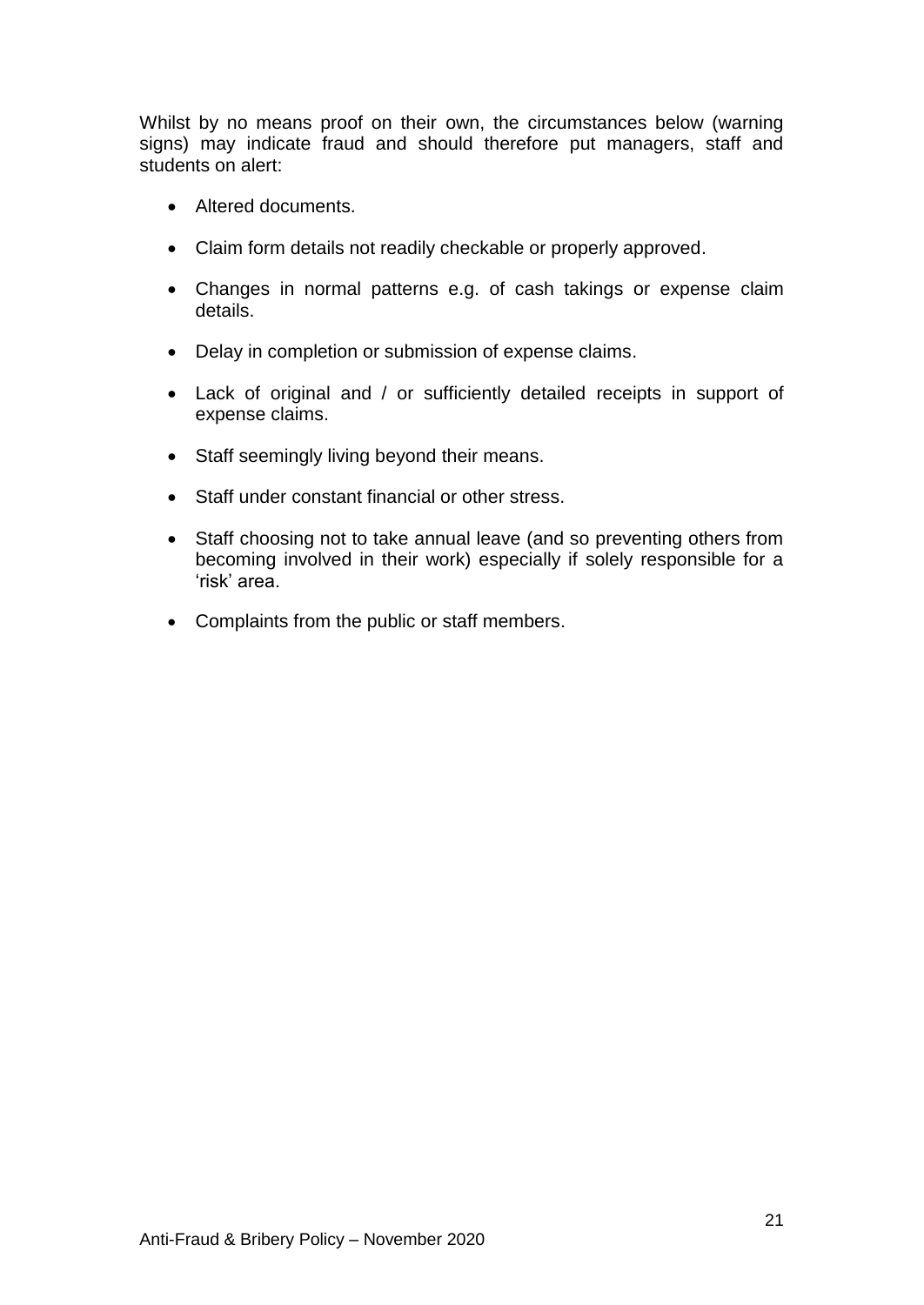Whilst by no means proof on their own, the circumstances below (warning signs) may indicate fraud and should therefore put managers, staff and students on alert:

- Altered documents.
- Claim form details not readily checkable or properly approved.
- Changes in normal patterns e.g. of cash takings or expense claim details.
- Delay in completion or submission of expense claims.
- Lack of original and / or sufficiently detailed receipts in support of expense claims.
- Staff seemingly living beyond their means.
- Staff under constant financial or other stress.
- Staff choosing not to take annual leave (and so preventing others from becoming involved in their work) especially if solely responsible for a 'risk' area.
- Complaints from the public or staff members.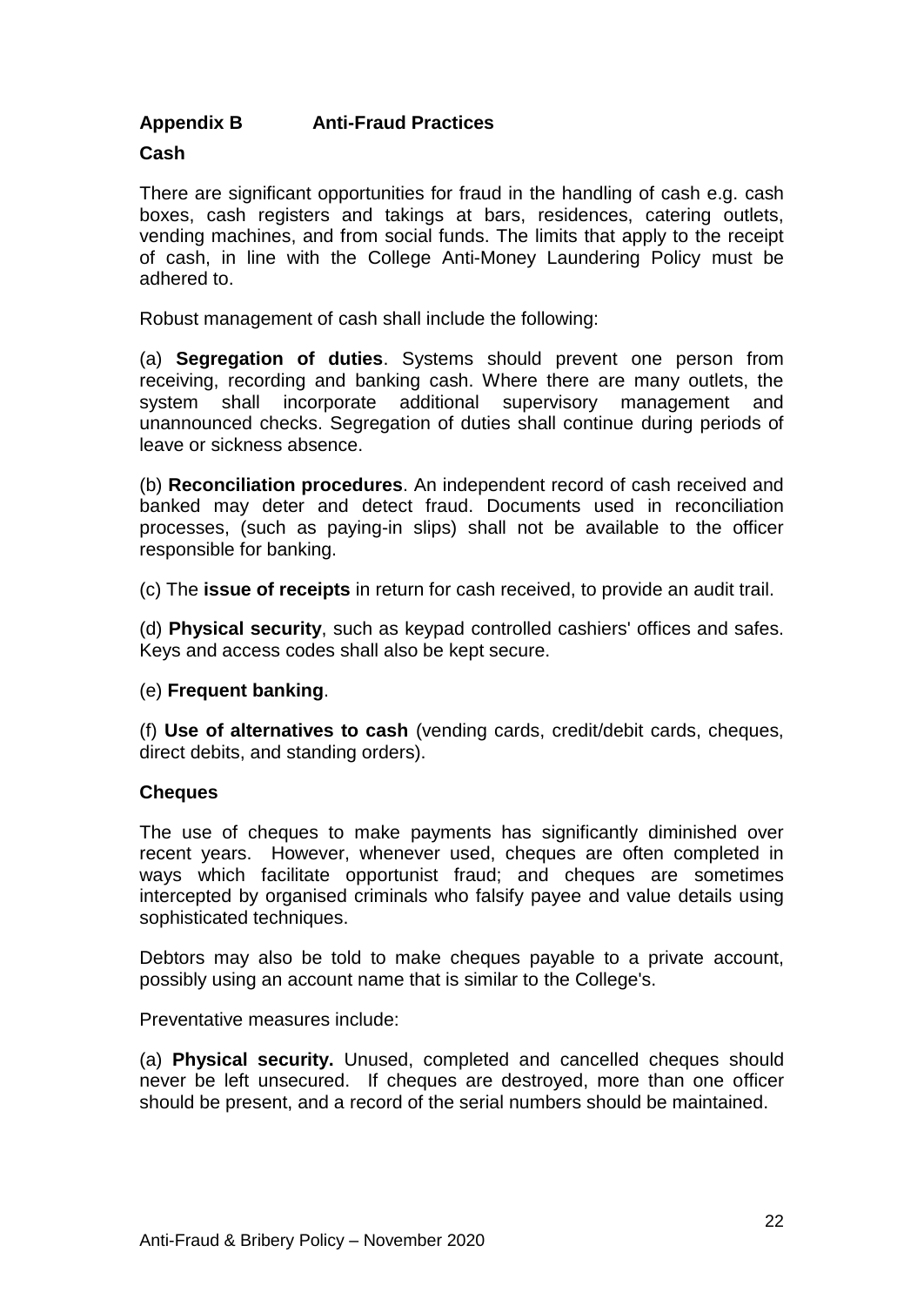## Appendix B Anti-Fraud Practices

### Cash

There are significant opportunities for fraud in the handling of cash e.g. cash boxes, cash registers and takings at bars, residences, catering outlets, vending machines, and from social funds. The limits that apply to the receipt of cash, in line with the College Anti-Money Laundering Policy must be adhered to.

Robust management of cash shall include the following:

(a) **Segregation of duties**. Systems should prevent one person from receiving, recording and banking cash. Where there are many outlets, the system shall incorporate additional supervisory management and unannounced checks. Segregation of duties shall continue during periods of leave or sickness absence.

(b) **Reconciliation procedures**. An independent record of cash received and banked may deter and detect fraud. Documents used in reconciliation processes, (such as paying-in slips) shall not be available to the officer responsible for banking.

(c) The **issue of receipts** in return for cash received, to provide an audit trail.

(d) **Physical security**, such as keypad controlled cashiers' offices and safes. Keys and access codes shall also be kept secure.

(e) **Frequent banking**.

(f) **Use of alternatives to cash** (vending cards, credit/debit cards, cheques, direct debits, and standing orders).

### Cheques

The use of cheques to make payments has significantly diminished over recent years. However, whenever used, cheques are often completed in ways which facilitate opportunist fraud; and cheques are sometimes intercepted by organised criminals who falsify payee and value details using sophisticated techniques.

Debtors may also be told to make cheques payable to a private account, possibly using an account name that is similar to the College's.

Preventative measures include:

(a) **Physical security.** Unused, completed and cancelled cheques should never be left unsecured. If cheques are destroyed, more than one officer should be present, and a record of the serial numbers should be maintained.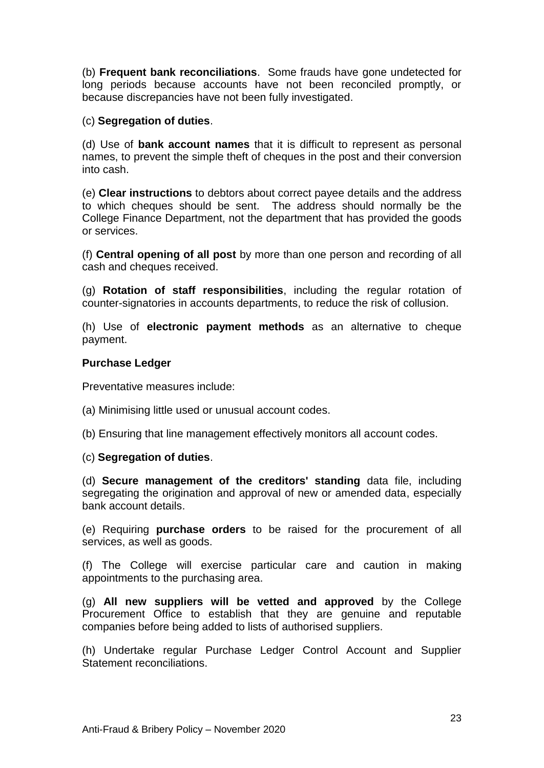(b) **Frequent bank reconciliations**. Some frauds have gone undetected for long periods because accounts have not been reconciled promptly, or because discrepancies have not been fully investigated.

(c) **Segregation of duties**.

(d) Use of **bank account names** that it is difficult to represent as personal names, to prevent the simple theft of cheques in the post and their conversion into cash.

(e) **Clear instructions** to debtors about correct payee details and the address to which cheques should be sent. The address should normally be the College Finance Department, not the department that has provided the goods or services.

(f) **Central opening of all post** by more than one person and recording of all cash and cheques received.

(g) **Rotation of staff responsibilities**, including the regular rotation of counter-signatories in accounts departments, to reduce the risk of collusion.

(h) Use of **electronic payment methods** as an alternative to cheque payment.

**Purchase Ledger**

Preventative measures include:

(a) Minimising little used or unusual account codes.

(b) Ensuring that line management effectively monitors all account codes.

(c) **Segregation of duties**.

(d) **Secure management of the creditors' standing** data file, including segregating the origination and approval of new or amended data, especially bank account details.

(e) Requiring **purchase orders** to be raised for the procurement of all services, as well as goods.

(f) The College will exercise particular care and caution in making appointments to the purchasing area.

(g) **All new suppliers will be vetted and approved** by the College Procurement Office to establish that they are genuine and reputable companies before being added to lists of authorised suppliers.

(h) Undertake regular Purchase Ledger Control Account and Supplier Statement reconciliations.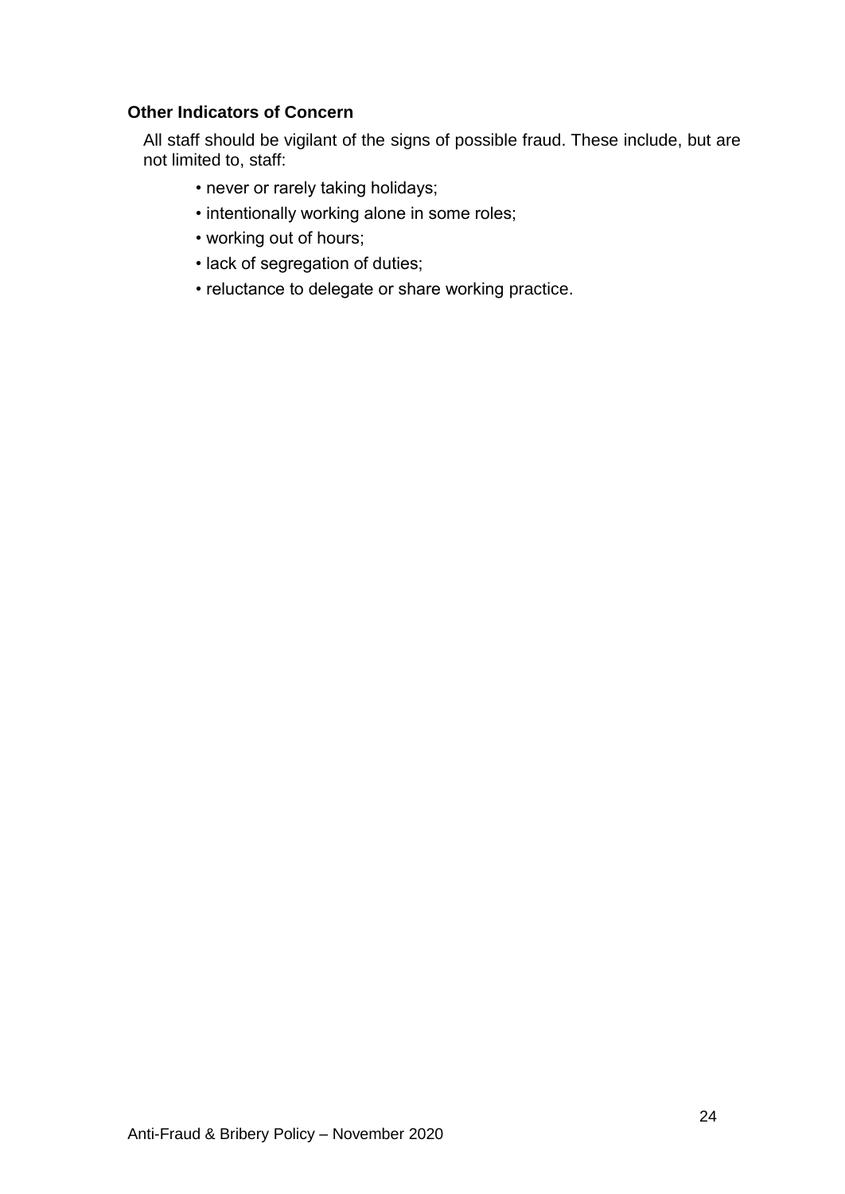### Other Indicators of Concern

All staff should be vigilant of the signs of possible fraud. These include, but are not limited to, staff:

- never or rarely taking holidays;
- intentionally working alone in some roles;
- working out of hours;
- lack of segregation of duties;
- reluctance to delegate or share working practice.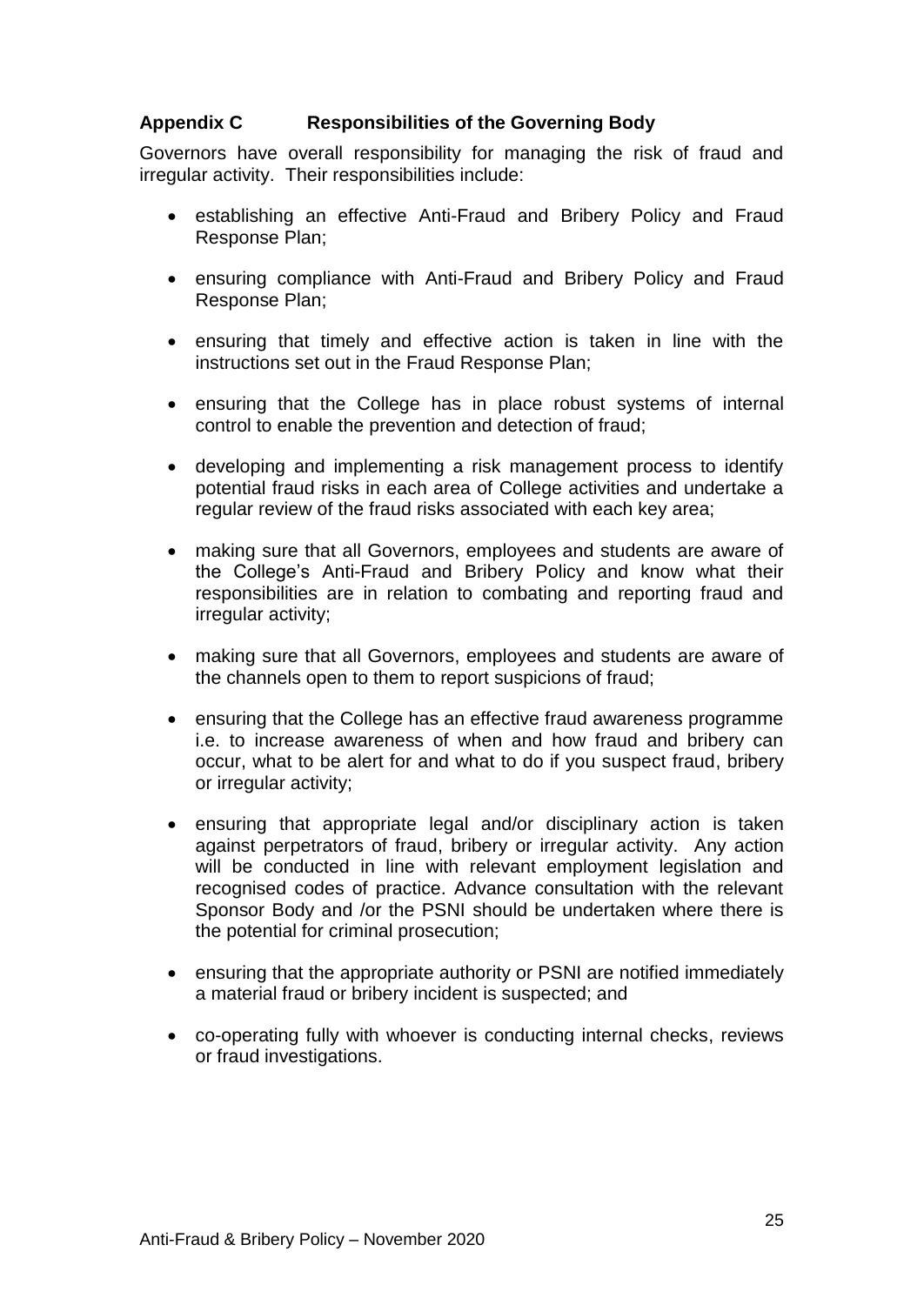## Appendix C Responsibilities of the Governing Body

Governors have overall responsibility for managing the risk of fraud and irregular activity. Their responsibilities include:

- establishing an effective Anti-Fraud and Bribery Policy and Fraud Response Plan;
- ensuring compliance with Anti-Fraud and Bribery Policy and Fraud Response Plan;
- ensuring that timely and effective action is taken in line with the instructions set out in the Fraud Response Plan;
- ensuring that the College has in place robust systems of internal control to enable the prevention and detection of fraud;
- developing and implementing a risk management process to identify potential fraud risks in each area of College activities and undertake a regular review of the fraud risks associated with each key area;
- making sure that all Governors, employees and students are aware of the College's Anti-Fraud and Bribery Policy and know what their responsibilities are in relation to combating and reporting fraud and irregular activity;
- making sure that all Governors, employees and students are aware of the channels open to them to report suspicions of fraud;
- ensuring that the College has an effective fraud awareness programme i.e. to increase awareness of when and how fraud and bribery can occur, what to be alert for and what to do if you suspect fraud, bribery or irregular activity;
- ensuring that appropriate legal and/or disciplinary action is taken against perpetrators of fraud, bribery or irregular activity. Any action will be conducted in line with relevant employment legislation and recognised codes of practice. Advance consultation with the relevant Sponsor Body and /or the PSNI should be undertaken where there is the potential for criminal prosecution;
- ensuring that the appropriate authority or PSNI are notified immediately a material fraud or bribery incident is suspected; and
- co-operating fully with whoever is conducting internal checks, reviews or fraud investigations.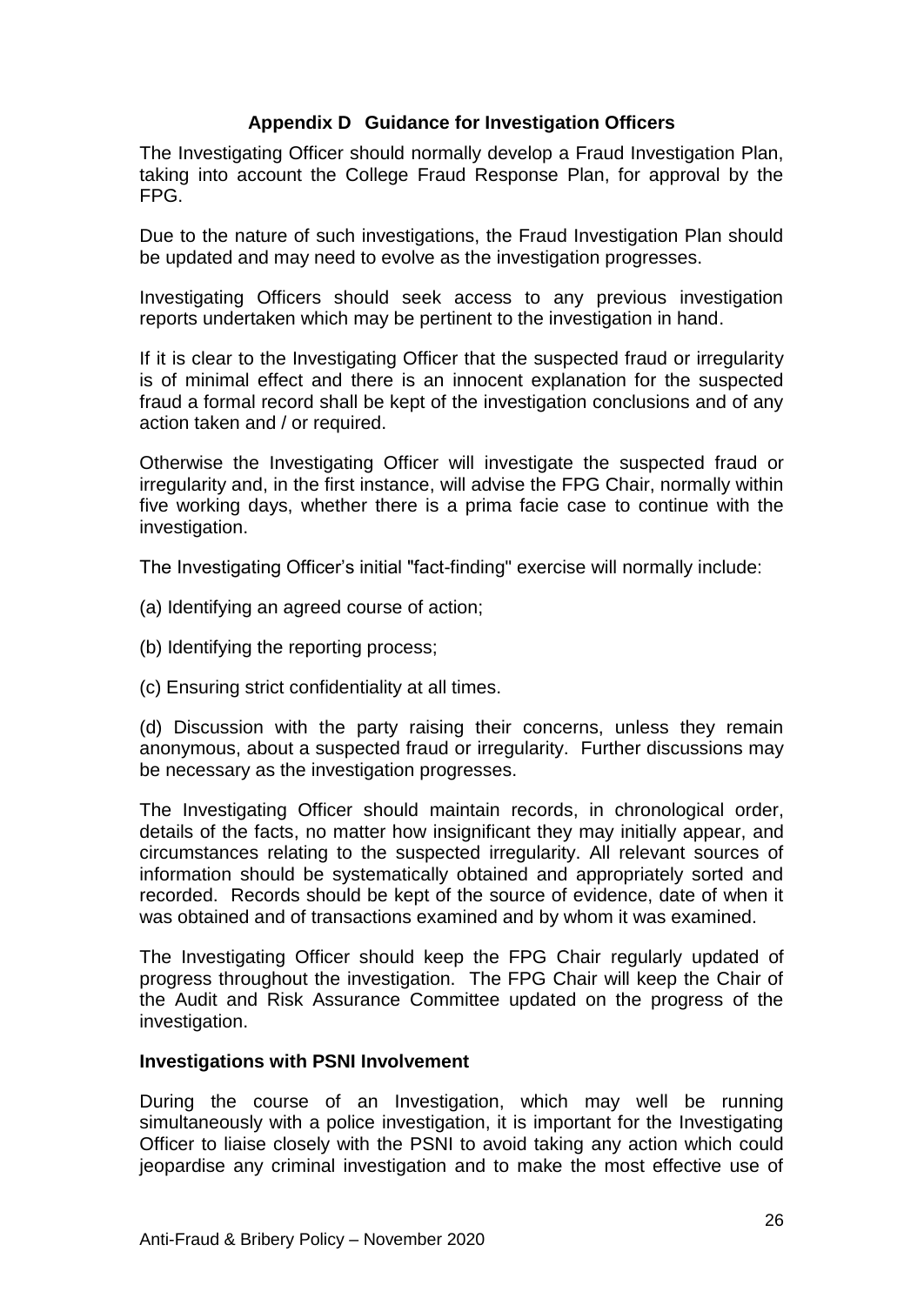## Appendix D Guidance for Investigation Officers

The Investigating Officer should normally develop a Fraud Investigation Plan, taking into account the College Fraud Response Plan, for approval by the FPG.

Due to the nature of such investigations, the Fraud Investigation Plan should be updated and may need to evolve as the investigation progresses.

Investigating Officers should seek access to any previous investigation reports undertaken which may be pertinent to the investigation in hand.

If it is clear to the Investigating Officer that the suspected fraud or irregularity is of minimal effect and there is an innocent explanation for the suspected fraud a formal record shall be kept of the investigation conclusions and of any action taken and / or required.

Otherwise the Investigating Officer will investigate the suspected fraud or irregularity and, in the first instance, will advise the FPG Chair, normally within five working days, whether there is a prima facie case to continue with the investigation.

The Investigating Officer's initial "fact-finding" exercise will normally include:

(a) Identifying an agreed course of action;

(b) Identifying the reporting process;

(c) Ensuring strict confidentiality at all times.

(d) Discussion with the party raising their concerns, unless they remain anonymous, about a suspected fraud or irregularity. Further discussions may be necessary as the investigation progresses.

The Investigating Officer should maintain records, in chronological order, details of the facts, no matter how insignificant they may initially appear, and circumstances relating to the suspected irregularity. All relevant sources of information should be systematically obtained and appropriately sorted and recorded. Records should be kept of the source of evidence, date of when it was obtained and of transactions examined and by whom it was examined.

The Investigating Officer should keep the FPG Chair regularly updated of progress throughout the investigation. The FPG Chair will keep the Chair of the Audit and Risk Assurance Committee updated on the progress of the investigation.

**Investigations with PSNI Involvement**

During the course of an Investigation, which may well be running simultaneously with a police investigation, it is important for the Investigating Officer to liaise closely with the PSNI to avoid taking any action which could jeopardise any criminal investigation and to make the most effective use of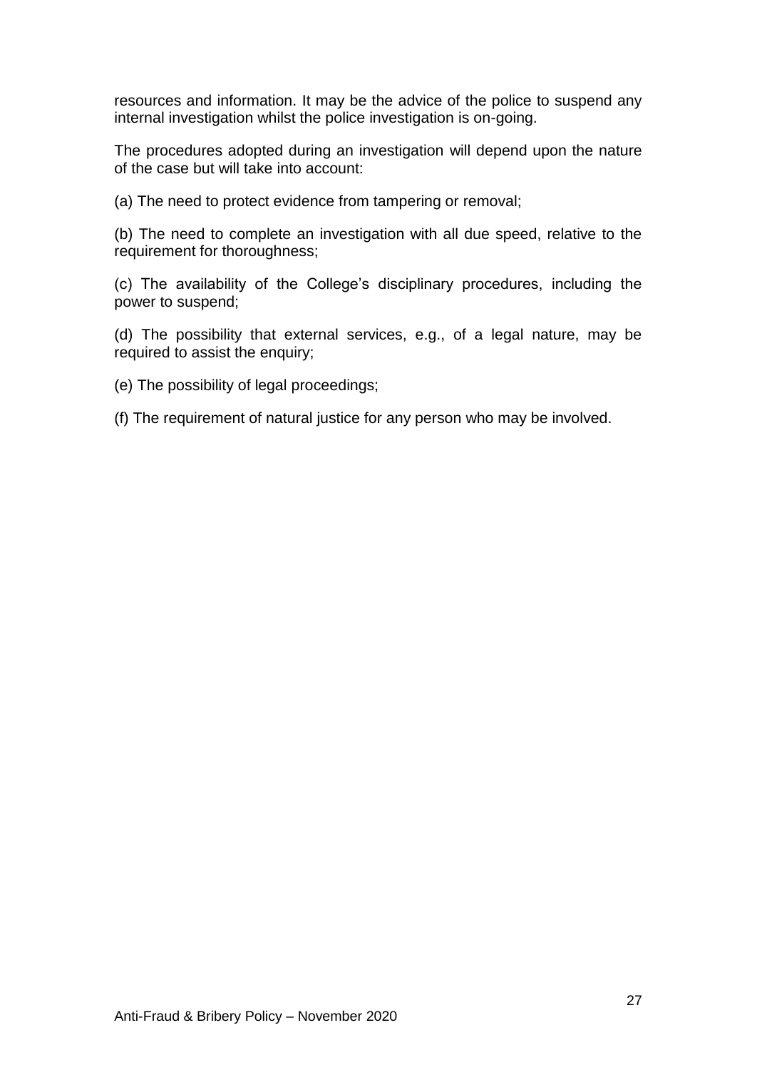resources and information. It may be the advice of the police to suspend any internal investigation whilst the police investigation is on-going.

The procedures adopted during an investigation will depend upon the nature of the case but will take into account:

(a) The need to protect evidence from tampering or removal;

(b) The need to complete an investigation with all due speed, relative to the requirement for thoroughness;

(c) The availability of the College's disciplinary procedures, including the power to suspend;

(d) The possibility that external services, e.g., of a legal nature, may be required to assist the enquiry;

(e) The possibility of legal proceedings;

(f) The requirement of natural justice for any person who may be involved.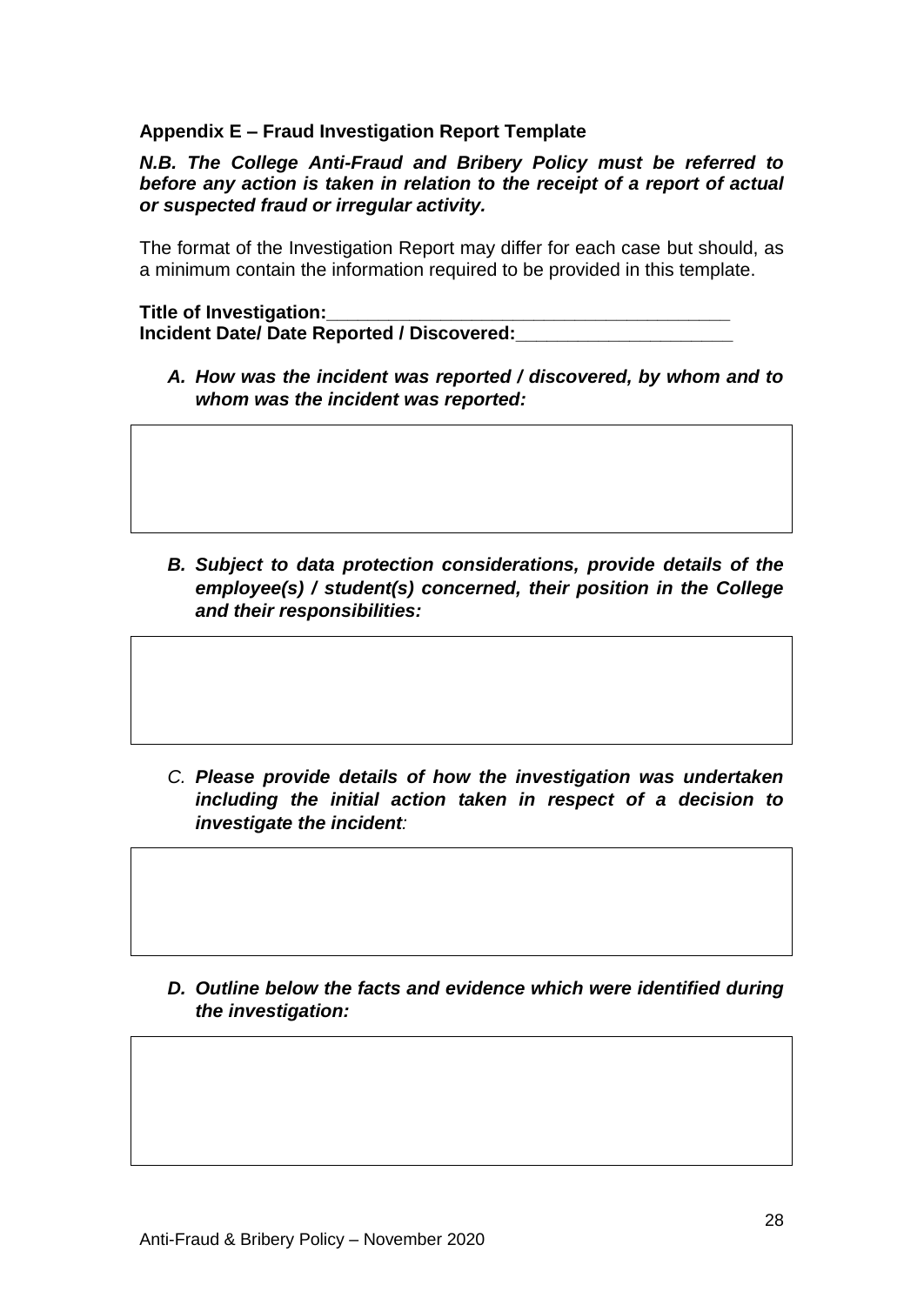**Appendix E – Fraud Investigation Report Template**

***N.B. The College Anti-Fraud and Bribery Policy must be referred to before any action is taken in relation to the receipt of a report of actual or suspected fraud or irregular activity.***

The format of the Investigation Report may differ for each case but should, as a minimum contain the information required to be provided in this template.

**Title of Investigation:\_\_\_\_\_\_\_\_\_\_\_\_\_\_\_\_\_\_\_\_\_\_\_\_\_\_\_\_\_\_\_\_\_\_\_\_\_\_\_\_**
**Incident Date/ Date Reported / Discovered:\_\_\_\_\_\_\_\_\_\_\_\_\_\_\_\_\_\_\_\_\_\_**

A. ***How was the incident was reported / discovered, by whom and to whom was the incident was reported:***

| |
|---|
| |

B. ***Subject to data protection considerations, provide details of the employee(s) / student(s) concerned, their position in the College and their responsibilities:***

| |
|---|
| |

C. ***Please provide details of how the investigation was undertaken including the initial action taken in respect of a decision to investigate the incident***:

| |
|---|
| |

D. ***Outline below the facts and evidence which were identified during the investigation:***

| |
|---|
| |

Anti-Fraud & Bribery Policy – November 2020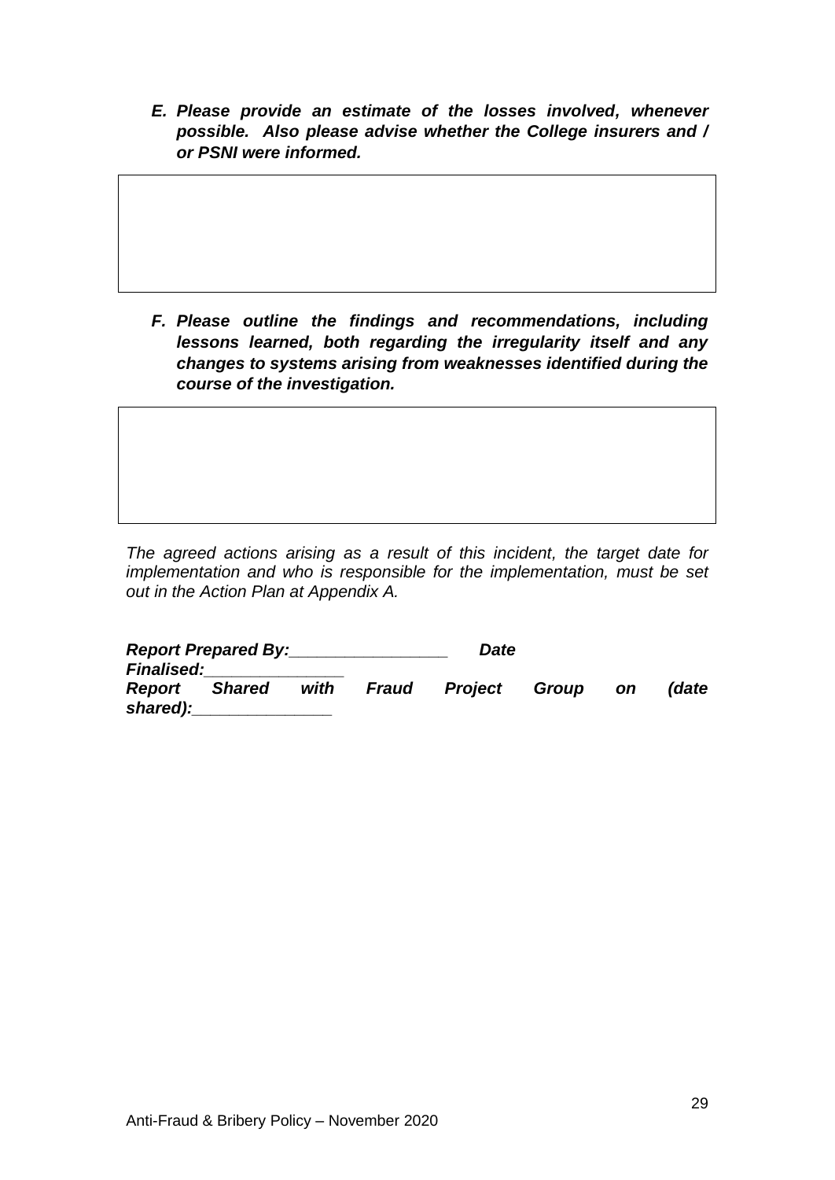*E. **Please provide an estimate of the losses involved, whenever possible. Also please advise whether the College insurers and / or PSNI were informed.***

| |
|---|
| |

*F. **Please outline the findings and recommendations, including lessons learned, both regarding the irregularity itself and any changes to systems arising from weaknesses identified during the course of the investigation.***

| |
|---|
| |

*The agreed actions arising as a result of this incident, the target date for implementation and who is responsible for the implementation, must be set out in the Action Plan at Appendix A.*

***Report Prepared By:_________________ Date Finalised:_______________***
***Report Shared with Fraud Project Group on (date shared):_______________***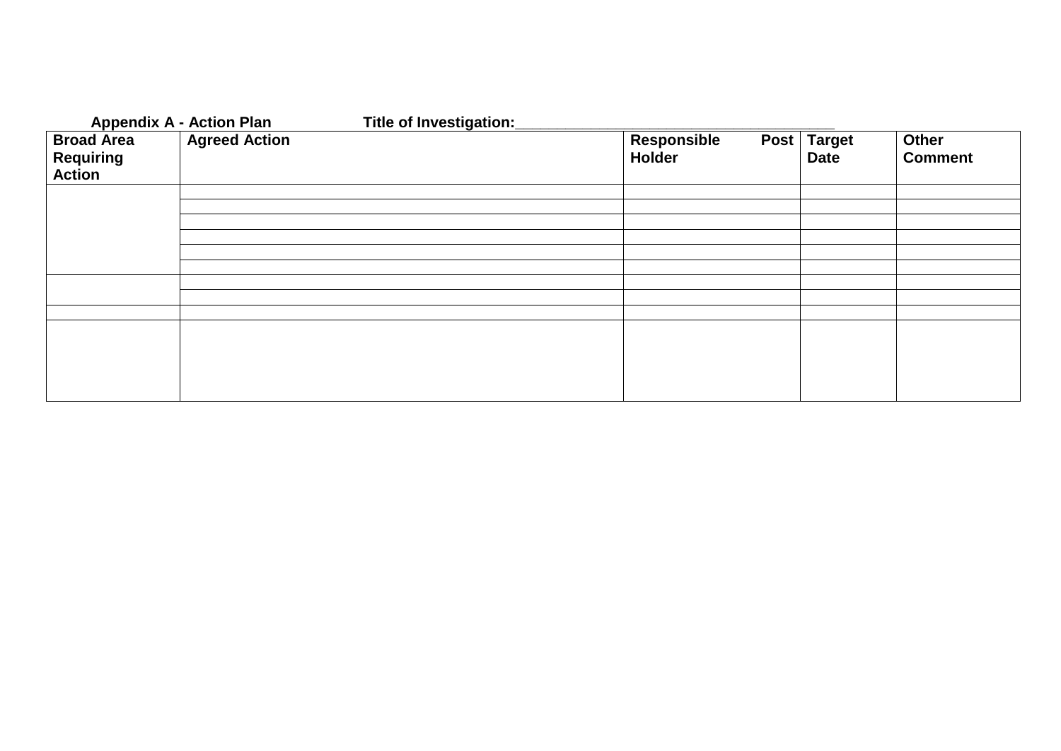**Appendix A - Action Plan** **Title of Investigation:**_______________________________________

| Broad Area Requiring Action | Agreed Action | Responsible Post Holder | Target Date | Other Comment |
|---|---|---|---|---|
| | | | | |
| | | | | |
| | | | | |
| | | | | |
| | | | | |
| | | | | |
| | | | | |
| | | | | |
| | | | | |
| | | | | |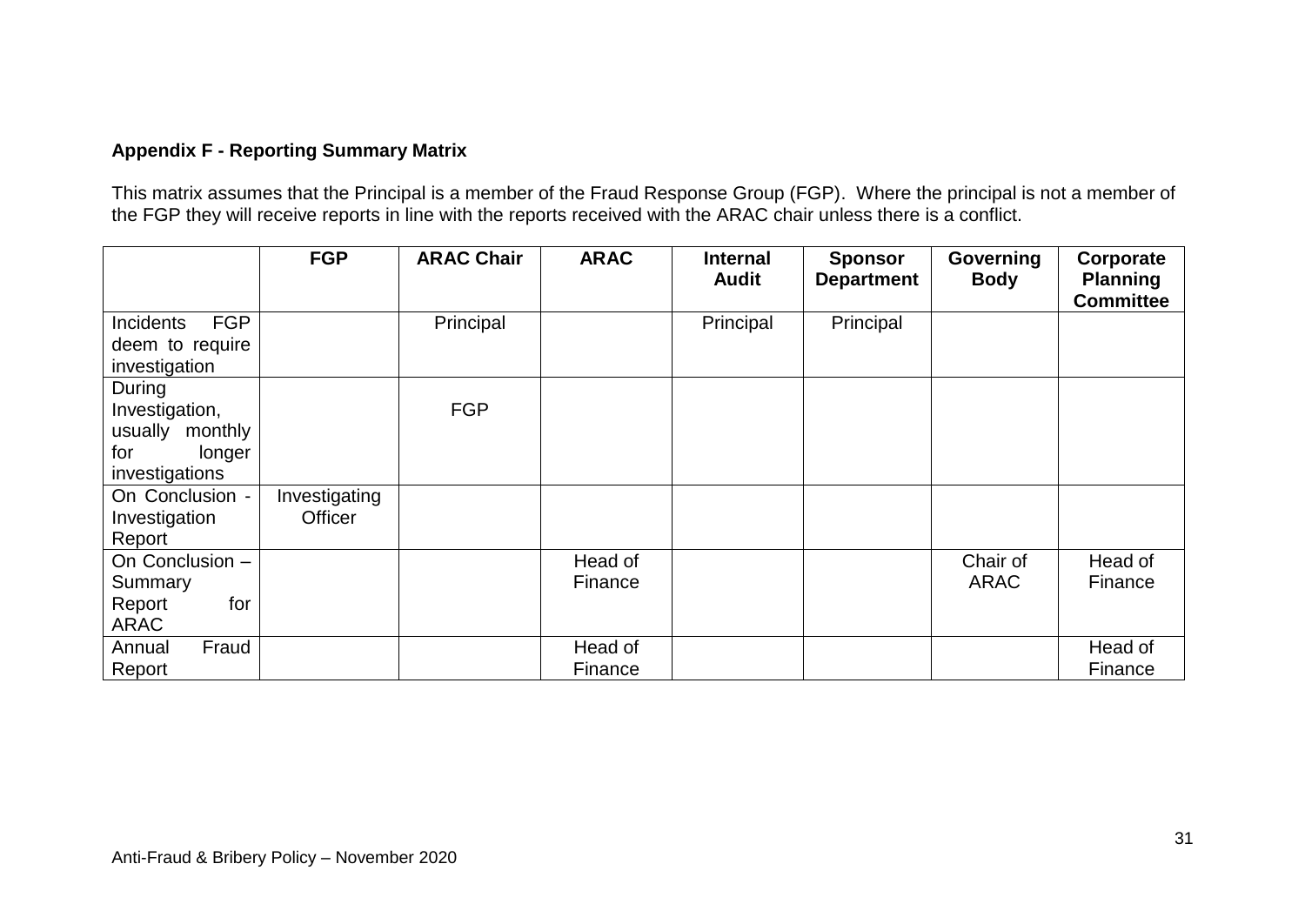**Appendix F - Reporting Summary Matrix**

This matrix assumes that the Principal is a member of the Fraud Response Group (FGP). Where the principal is not a member of the FGP they will receive reports in line with the reports received with the ARAC chair unless there is a conflict.

| | FGP | ARAC Chair | ARAC | Internal Audit | Sponsor Department | Governing Body | Corporate Planning Committee |
|---|---|---|---|---|---|---|---|
| Incidents FGP deem to require investigation | | Principal | | Principal | Principal | | |
| During Investigation, usually monthly for longer investigations | | FGP | | | | | |
| On Conclusion - Investigation Report | Investigating Officer | | | | | | |
| On Conclusion – Summary Report for ARAC | | | Head of Finance | | | Chair of ARAC | Head of Finance |
| Annual Fraud Report | | | Head of Finance | | | | Head of Finance |

Anti-Fraud & Bribery Policy – November 2020